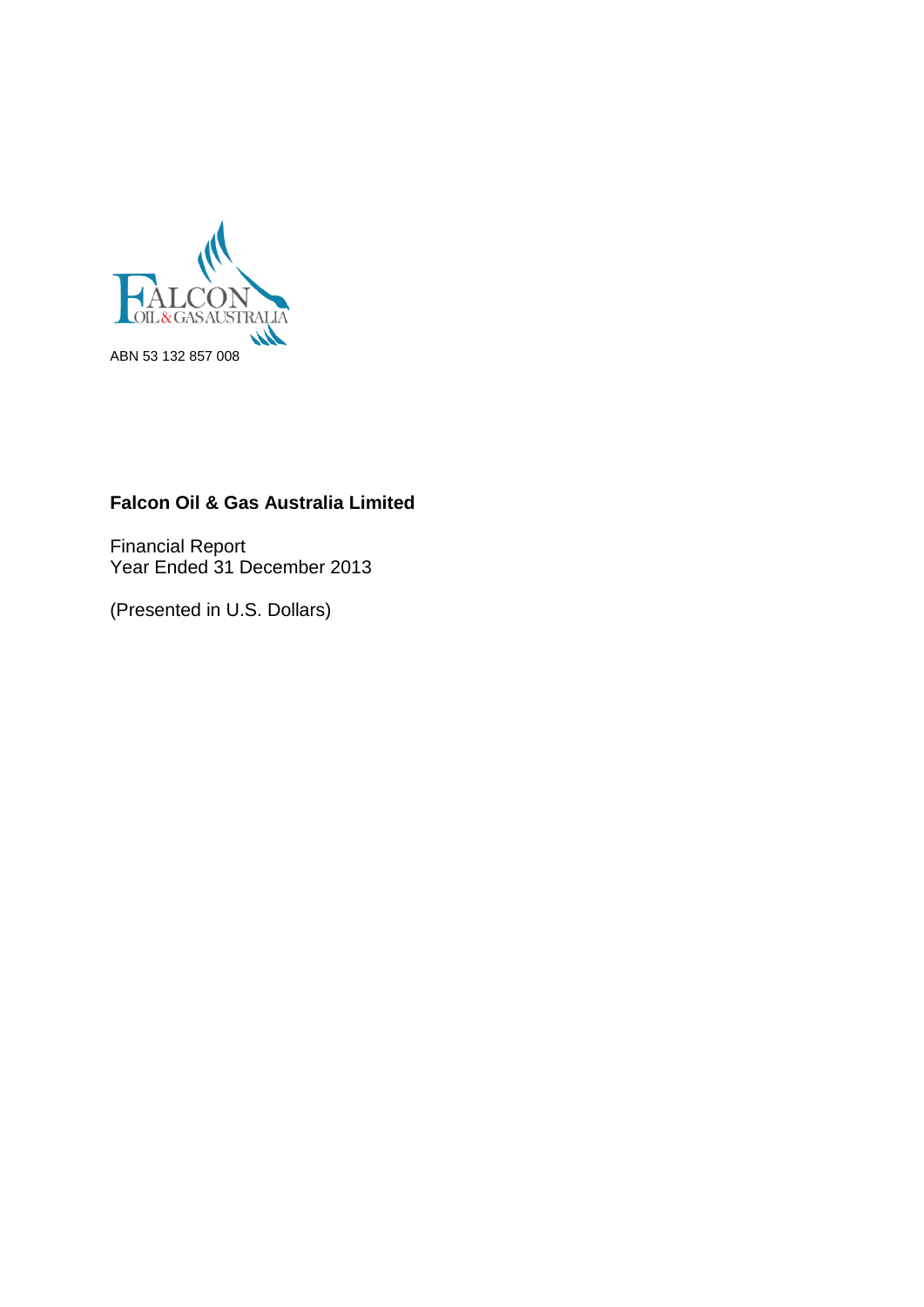FALCON OIL & GAS AUSTRALIA

ABN 53 132 857 008

**Falcon Oil & Gas Australia Limited**

Financial Report
Year Ended 31 December 2013

(Presented in U.S. Dollars)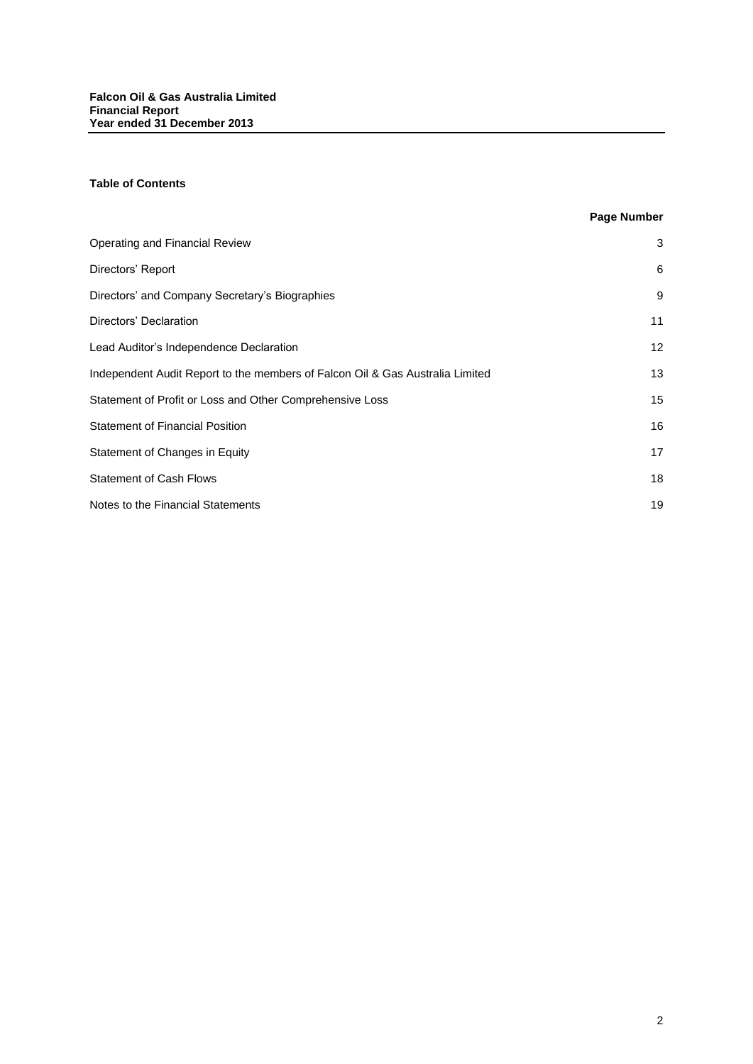**Falcon Oil & Gas Australia Limited**
**Financial Report**
**Year ended 31 December 2013**

## Table of Contents

| | **Page Number** |
|---|---|
| Operating and Financial Review | 3 |
| Directors' Report | 6 |
| Directors' and Company Secretary's Biographies | 9 |
| Directors' Declaration | 11 |
| Lead Auditor's Independence Declaration | 12 |
| Independent Audit Report to the members of Falcon Oil & Gas Australia Limited | 13 |
| Statement of Profit or Loss and Other Comprehensive Loss | 15 |
| Statement of Financial Position | 16 |
| Statement of Changes in Equity | 17 |
| Statement of Cash Flows | 18 |
| Notes to the Financial Statements | 19 |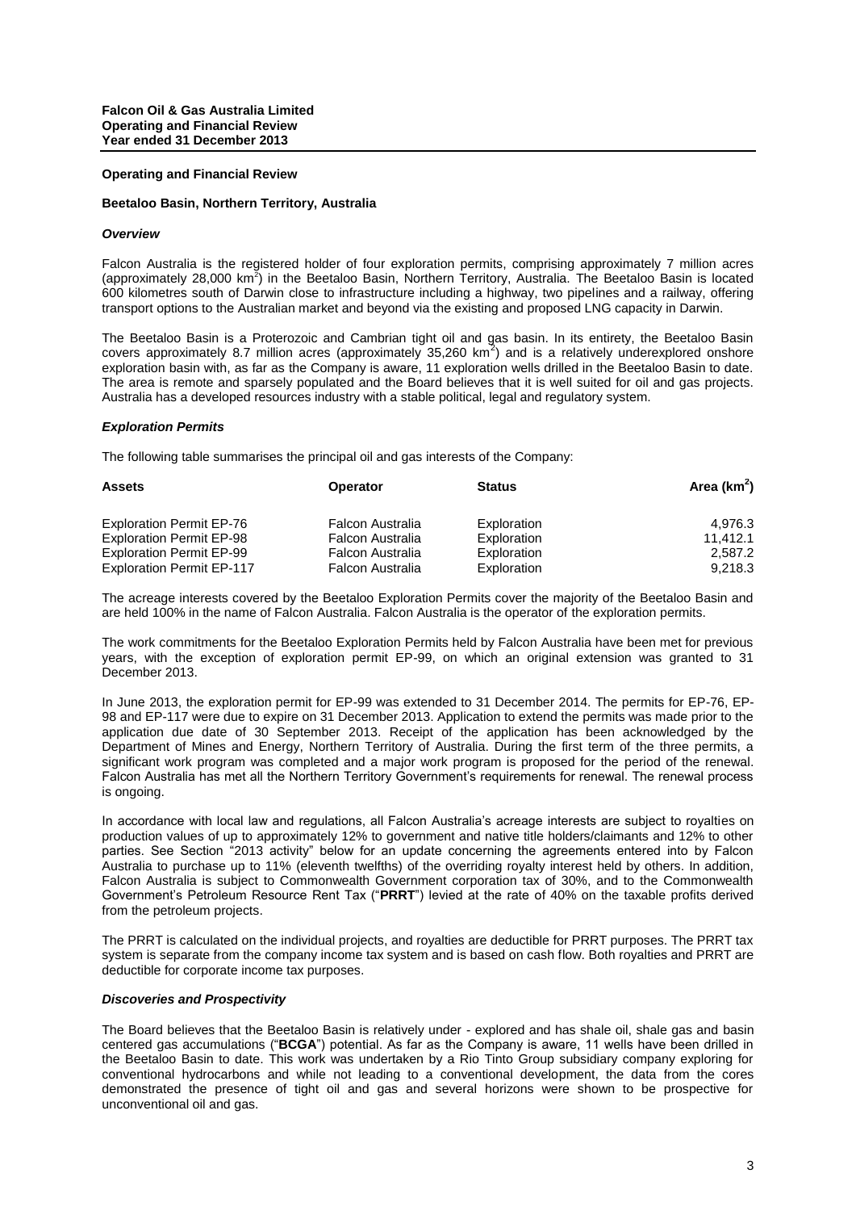## Operating and Financial Review

### Beetaloo Basin, Northern Territory, Australia

#### *Overview*

Falcon Australia is the registered holder of four exploration permits, comprising approximately 7 million acres (approximately 28,000 $km^2$) in the Beetaloo Basin, Northern Territory, Australia. The Beetaloo Basin is located 600 kilometres south of Darwin close to infrastructure including a highway, two pipelines and a railway, offering transport options to the Australian market and beyond via the existing and proposed LNG capacity in Darwin.

The Beetaloo Basin is a Proterozoic and Cambrian tight oil and gas basin. In its entirety, the Beetaloo Basin covers approximately 8.7 million acres (approximately 35,260 $km^2$) and is a relatively underexplored onshore exploration basin with, as far as the Company is aware, 11 exploration wells drilled in the Beetaloo Basin to date. The area is remote and sparsely populated and the Board believes that it is well suited for oil and gas projects. Australia has a developed resources industry with a stable political, legal and regulatory system.

#### *Exploration Permits*

The following table summarises the principal oil and gas interests of the Company:

| Assets | Operator | Status | Area ($km^2$) |
|---|---|---|---|
| Exploration Permit EP-76 | Falcon Australia | Exploration | 4,976.3 |
| Exploration Permit EP-98 | Falcon Australia | Exploration | 11,412.1 |
| Exploration Permit EP-99 | Falcon Australia | Exploration | 2,587.2 |
| Exploration Permit EP-117 | Falcon Australia | Exploration | 9,218.3 |

The acreage interests covered by the Beetaloo Exploration Permits cover the majority of the Beetaloo Basin and are held 100% in the name of Falcon Australia. Falcon Australia is the operator of the exploration permits.

The work commitments for the Beetaloo Exploration Permits held by Falcon Australia have been met for previous years, with the exception of exploration permit EP-99, on which an original extension was granted to 31 December 2013.

In June 2013, the exploration permit for EP-99 was extended to 31 December 2014. The permits for EP-76, EP-98 and EP-117 were due to expire on 31 December 2013. Application to extend the permits was made prior to the application due date of 30 September 2013. Receipt of the application has been acknowledged by the Department of Mines and Energy, Northern Territory of Australia. During the first term of the three permits, a significant work program was completed and a major work program is proposed for the period of the renewal. Falcon Australia has met all the Northern Territory Government's requirements for renewal. The renewal process is ongoing.

In accordance with local law and regulations, all Falcon Australia's acreage interests are subject to royalties on production values of up to approximately 12% to government and native title holders/claimants and 12% to other parties. See Section "2013 activity" below for an update concerning the agreements entered into by Falcon Australia to purchase up to 11% (eleventh twelfths) of the overriding royalty interest held by others. In addition, Falcon Australia is subject to Commonwealth Government corporation tax of 30%, and to the Commonwealth Government's Petroleum Resource Rent Tax ("**PRRT**") levied at the rate of 40% on the taxable profits derived from the petroleum projects.

The PRRT is calculated on the individual projects, and royalties are deductible for PRRT purposes. The PRRT tax system is separate from the company income tax system and is based on cash flow. Both royalties and PRRT are deductible for corporate income tax purposes.

#### *Discoveries and Prospectivity*

The Board believes that the Beetaloo Basin is relatively under - explored and has shale oil, shale gas and basin centered gas accumulations ("**BCGA**") potential. As far as the Company is aware, 11 wells have been drilled in the Beetaloo Basin to date. This work was undertaken by a Rio Tinto Group subsidiary company exploring for conventional hydrocarbons and while not leading to a conventional development, the data from the cores demonstrated the presence of tight oil and gas and several horizons were shown to be prospective for unconventional oil and gas.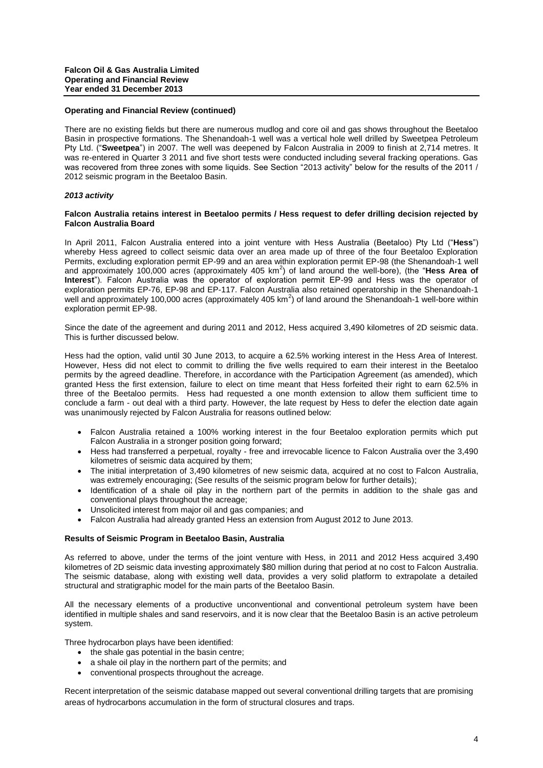## Operating and Financial Review (continued)

There are no existing fields but there are numerous mudlog and core oil and gas shows throughout the Beetaloo Basin in prospective formations. The Shenandoah-1 well was a vertical hole well drilled by Sweetpea Petroleum Pty Ltd. ("**Sweetpea**") in 2007. The well was deepened by Falcon Australia in 2009 to finish at 2,714 metres. It was re-entered in Quarter 3 2011 and five short tests were conducted including several fracking operations. Gas was recovered from three zones with some liquids. See Section "2013 activity" below for the results of the 2011 / 2012 seismic program in the Beetaloo Basin.

### *2013 activity*

**Falcon Australia retains interest in Beetaloo permits / Hess request to defer drilling decision rejected by Falcon Australia Board**

In April 2011, Falcon Australia entered into a joint venture with Hess Australia (Beetaloo) Pty Ltd ("**Hess**") whereby Hess agreed to collect seismic data over an area made up of three of the four Beetaloo Exploration Permits, excluding exploration permit EP-99 and an area within exploration permit EP-98 (the Shenandoah-1 well and approximately 100,000 acres (approximately 405 $km^2$) of land around the well-bore), (the "**Hess Area of Interest**"). Falcon Australia was the operator of exploration permit EP-99 and Hess was the operator of exploration permits EP-76, EP-98 and EP-117. Falcon Australia also retained operatorship in the Shenandoah-1 well and approximately 100,000 acres (approximately 405 $km^2$) of land around the Shenandoah-1 well-bore within exploration permit EP-98.

Since the date of the agreement and during 2011 and 2012, Hess acquired 3,490 kilometres of 2D seismic data. This is further discussed below.

Hess had the option, valid until 30 June 2013, to acquire a 62.5% working interest in the Hess Area of Interest. However, Hess did not elect to commit to drilling the five wells required to earn their interest in the Beetaloo permits by the agreed deadline. Therefore, in accordance with the Participation Agreement (as amended), which granted Hess the first extension, failure to elect on time meant that Hess forfeited their right to earn 62.5% in three of the Beetaloo permits. Hess had requested a one month extension to allow them sufficient time to conclude a farm - out deal with a third party. However, the late request by Hess to defer the election date again was unanimously rejected by Falcon Australia for reasons outlined below:

- Falcon Australia retained a 100% working interest in the four Beetaloo exploration permits which put Falcon Australia in a stronger position going forward;
- Hess had transferred a perpetual, royalty - free and irrevocable licence to Falcon Australia over the 3,490 kilometres of seismic data acquired by them;
- The initial interpretation of 3,490 kilometres of new seismic data, acquired at no cost to Falcon Australia, was extremely encouraging; (See results of the seismic program below for further details);
- Identification of a shale oil play in the northern part of the permits in addition to the shale gas and conventional plays throughout the acreage;
- Unsolicited interest from major oil and gas companies; and
- Falcon Australia had already granted Hess an extension from August 2012 to June 2013.

**Results of Seismic Program in Beetaloo Basin, Australia**

As referred to above, under the terms of the joint venture with Hess, in 2011 and 2012 Hess acquired 3,490 kilometres of 2D seismic data investing approximately \$80 million during that period at no cost to Falcon Australia. The seismic database, along with existing well data, provides a very solid platform to extrapolate a detailed structural and stratigraphic model for the main parts of the Beetaloo Basin.

All the necessary elements of a productive unconventional and conventional petroleum system have been identified in multiple shales and sand reservoirs, and it is now clear that the Beetaloo Basin is an active petroleum system.

Three hydrocarbon plays have been identified:

- the shale gas potential in the basin centre;
- a shale oil play in the northern part of the permits; and
- conventional prospects throughout the acreage.

Recent interpretation of the seismic database mapped out several conventional drilling targets that are promising areas of hydrocarbons accumulation in the form of structural closures and traps.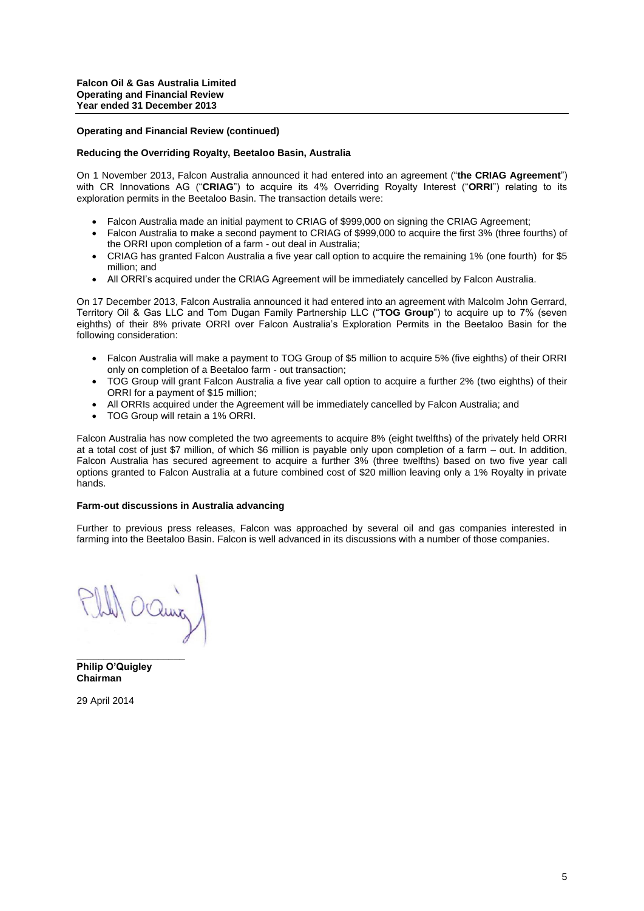**Operating and Financial Review (continued)**

**Reducing the Overriding Royalty, Beetaloo Basin, Australia**

On 1 November 2013, Falcon Australia announced it had entered into an agreement ("**the CRIAG Agreement**") with CR Innovations AG ("**CRIAG**") to acquire its 4% Overriding Royalty Interest ("**ORRI**") relating to its exploration permits in the Beetaloo Basin. The transaction details were:

- Falcon Australia made an initial payment to CRIAG of $999,000 on signing the CRIAG Agreement;
- Falcon Australia to make a second payment to CRIAG of $999,000 to acquire the first 3% (three fourths) of the ORRI upon completion of a farm - out deal in Australia;
- CRIAG has granted Falcon Australia a five year call option to acquire the remaining 1% (one fourth) for $5 million; and
- All ORRI's acquired under the CRIAG Agreement will be immediately cancelled by Falcon Australia.

On 17 December 2013, Falcon Australia announced it had entered into an agreement with Malcolm John Gerrard, Territory Oil & Gas LLC and Tom Dugan Family Partnership LLC ("**TOG Group**") to acquire up to 7% (seven eighths) of their 8% private ORRI over Falcon Australia's Exploration Permits in the Beetaloo Basin for the following consideration:

- Falcon Australia will make a payment to TOG Group of $5 million to acquire 5% (five eighths) of their ORRI only on completion of a Beetaloo farm - out transaction;
- TOG Group will grant Falcon Australia a five year call option to acquire a further 2% (two eighths) of their ORRI for a payment of $15 million;
- All ORRIs acquired under the Agreement will be immediately cancelled by Falcon Australia; and
- TOG Group will retain a 1% ORRI.

Falcon Australia has now completed the two agreements to acquire 8% (eight twelfths) of the privately held ORRI at a total cost of just $7 million, of which $6 million is payable only upon completion of a farm – out. In addition, Falcon Australia has secured agreement to acquire a further 3% (three twelfths) based on two five year call options granted to Falcon Australia at a future combined cost of $20 million leaving only a 1% Royalty in private hands.

**Farm-out discussions in Australia advancing**

Further to previous press releases, Falcon was approached by several oil and gas companies interested in farming into the Beetaloo Basin. Falcon is well advanced in its discussions with a number of those companies.

**Philip O'Quigley**
**Chairman**

29 April 2014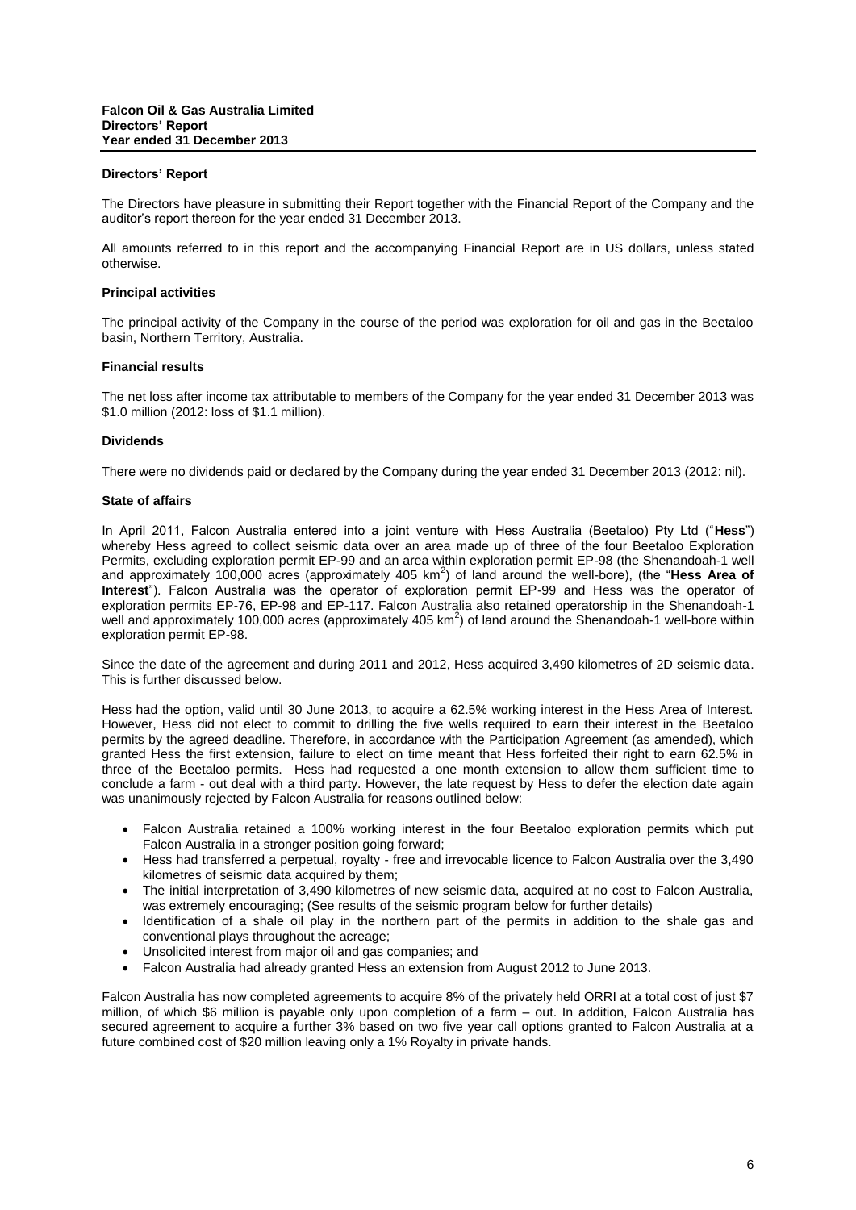## Directors' Report

The Directors have pleasure in submitting their Report together with the Financial Report of the Company and the auditor's report thereon for the year ended 31 December 2013.

All amounts referred to in this report and the accompanying Financial Report are in US dollars, unless stated otherwise.

### Principal activities

The principal activity of the Company in the course of the period was exploration for oil and gas in the Beetaloo basin, Northern Territory, Australia.

### Financial results

The net loss after income tax attributable to members of the Company for the year ended 31 December 2013 was \$1.0 million (2012: loss of \$1.1 million).

### Dividends

There were no dividends paid or declared by the Company during the year ended 31 December 2013 (2012: nil).

### State of affairs

In April 2011, Falcon Australia entered into a joint venture with Hess Australia (Beetaloo) Pty Ltd ("**Hess**") whereby Hess agreed to collect seismic data over an area made up of three of the four Beetaloo Exploration Permits, excluding exploration permit EP-99 and an area within exploration permit EP-98 (the Shenandoah-1 well and approximately 100,000 acres (approximately 405 km$^2$) of land around the well-bore), (the "**Hess Area of Interest**"). Falcon Australia was the operator of exploration permit EP-99 and Hess was the operator of exploration permits EP-76, EP-98 and EP-117. Falcon Australia also retained operatorship in the Shenandoah-1 well and approximately 100,000 acres (approximately 405 km$^2$) of land around the Shenandoah-1 well-bore within exploration permit EP-98.

Since the date of the agreement and during 2011 and 2012, Hess acquired 3,490 kilometres of 2D seismic data. This is further discussed below.

Hess had the option, valid until 30 June 2013, to acquire a 62.5% working interest in the Hess Area of Interest. However, Hess did not elect to commit to drilling the five wells required to earn their interest in the Beetaloo permits by the agreed deadline. Therefore, in accordance with the Participation Agreement (as amended), which granted Hess the first extension, failure to elect on time meant that Hess forfeited their right to earn 62.5% in three of the Beetaloo permits. Hess had requested a one month extension to allow them sufficient time to conclude a farm - out deal with a third party. However, the late request by Hess to defer the election date again was unanimously rejected by Falcon Australia for reasons outlined below:

- Falcon Australia retained a 100% working interest in the four Beetaloo exploration permits which put Falcon Australia in a stronger position going forward;
- Hess had transferred a perpetual, royalty - free and irrevocable licence to Falcon Australia over the 3,490 kilometres of seismic data acquired by them;
- The initial interpretation of 3,490 kilometres of new seismic data, acquired at no cost to Falcon Australia, was extremely encouraging; (See results of the seismic program below for further details)
- Identification of a shale oil play in the northern part of the permits in addition to the shale gas and conventional plays throughout the acreage;
- Unsolicited interest from major oil and gas companies; and
- Falcon Australia had already granted Hess an extension from August 2012 to June 2013.

Falcon Australia has now completed agreements to acquire 8% of the privately held ORRI at a total cost of just \$7 million, of which \$6 million is payable only upon completion of a farm – out. In addition, Falcon Australia has secured agreement to acquire a further 3% based on two five year call options granted to Falcon Australia at a future combined cost of \$20 million leaving only a 1% Royalty in private hands.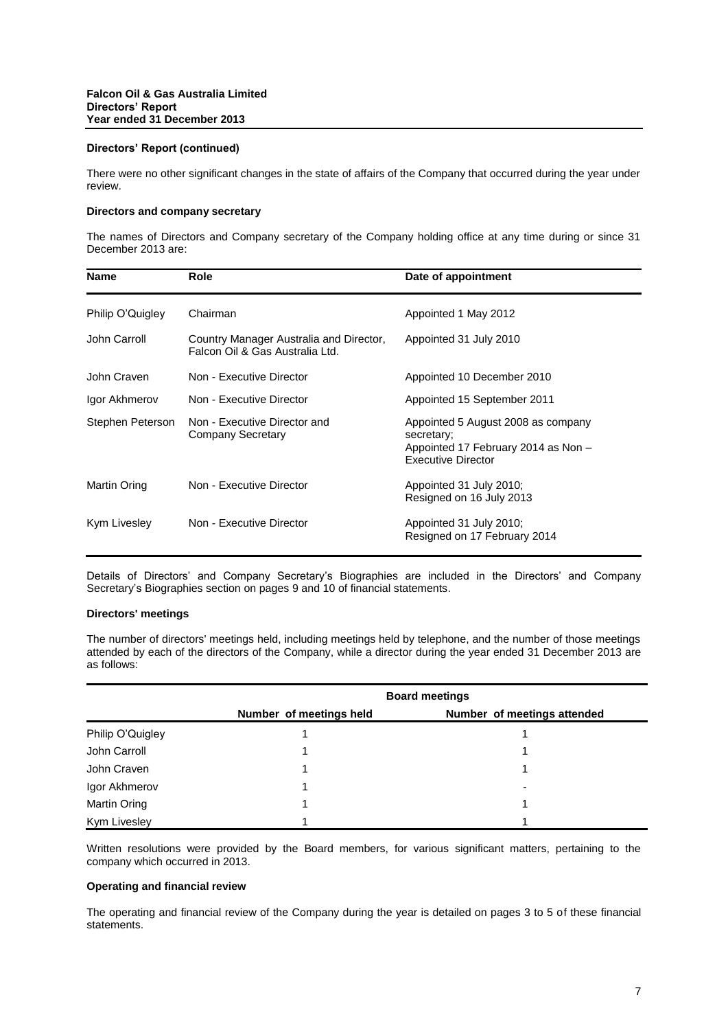**Directors' Report (continued)**

There were no other significant changes in the state of affairs of the Company that occurred during the year under review.

**Directors and company secretary**

The names of Directors and Company secretary of the Company holding office at any time during or since 31 December 2013 are:

| Name | Role | Date of appointment |
|---|---|---|
| Philip O'Quigley | Chairman | Appointed 1 May 2012 |
| John Carroll | Country Manager Australia and Director, Falcon Oil & Gas Australia Ltd. | Appointed 31 July 2010 |
| John Craven | Non - Executive Director | Appointed 10 December 2010 |
| Igor Akhmerov | Non - Executive Director | Appointed 15 September 2011 |
| Stephen Peterson | Non - Executive Director and Company Secretary | Appointed 5 August 2008 as company secretary; Appointed 17 February 2014 as Non – Executive Director |
| Martin Oring | Non - Executive Director | Appointed 31 July 2010; Resigned on 16 July 2013 |
| Kym Livesley | Non - Executive Director | Appointed 31 July 2010; Resigned on 17 February 2014 |

Details of Directors' and Company Secretary's Biographies are included in the Directors' and Company Secretary's Biographies section on pages 9 and 10 of financial statements.

**Directors' meetings**

The number of directors' meetings held, including meetings held by telephone, and the number of those meetings attended by each of the directors of the Company, while a director during the year ended 31 December 2013 are as follows:

| | Board meetings | |
|---|---|---|
| | Number of meetings held | Number of meetings attended |
| Philip O'Quigley | 1 | 1 |
| John Carroll | 1 | 1 |
| John Craven | 1 | 1 |
| Igor Akhmerov | 1 | - |
| Martin Oring | 1 | 1 |
| Kym Livesley | 1 | 1 |

Written resolutions were provided by the Board members, for various significant matters, pertaining to the company which occurred in 2013.

**Operating and financial review**

The operating and financial review of the Company during the year is detailed on pages 3 to 5 of these financial statements.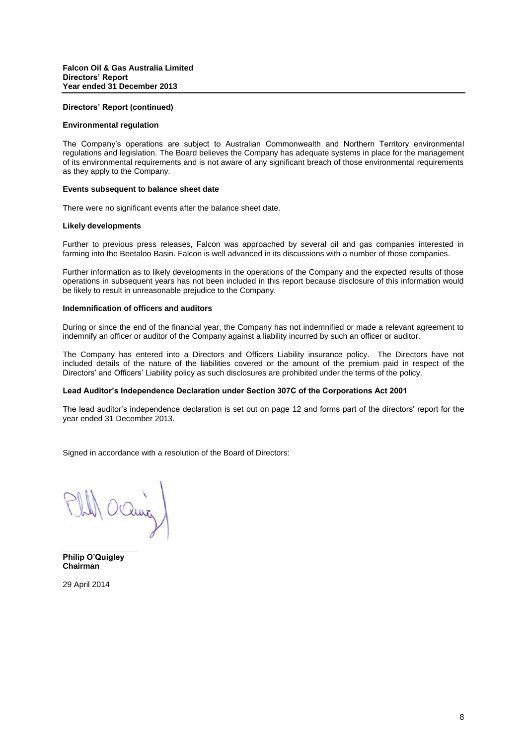**Directors' Report (continued)**

**Environmental regulation**

The Company's operations are subject to Australian Commonwealth and Northern Territory environmental regulations and legislation. The Board believes the Company has adequate systems in place for the management of its environmental requirements and is not aware of any significant breach of those environmental requirements as they apply to the Company.

**Events subsequent to balance sheet date**

There were no significant events after the balance sheet date.

**Likely developments**

Further to previous press releases, Falcon was approached by several oil and gas companies interested in farming into the Beetaloo Basin. Falcon is well advanced in its discussions with a number of those companies.

Further information as to likely developments in the operations of the Company and the expected results of those operations in subsequent years has not been included in this report because disclosure of this information would be likely to result in unreasonable prejudice to the Company.

**Indemnification of officers and auditors**

During or since the end of the financial year, the Company has not indemnified or made a relevant agreement to indemnify an officer or auditor of the Company against a liability incurred by such an officer or auditor.

The Company has entered into a Directors and Officers Liability insurance policy. The Directors have not included details of the nature of the liabilities covered or the amount of the premium paid in respect of the Directors' and Officers' Liability policy as such disclosures are prohibited under the terms of the policy.

**Lead Auditor's Independence Declaration under Section 307C of the Corporations Act 2001**

The lead auditor's independence declaration is set out on page 12 and forms part of the directors' report for the year ended 31 December 2013.

Signed in accordance with a resolution of the Board of Directors:

**Philip O'Quigley**
**Chairman**

29 April 2014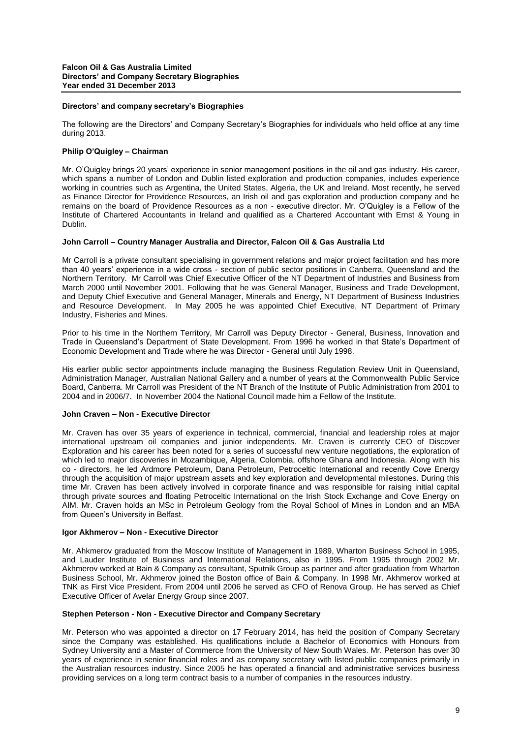## Directors' and company secretary's Biographies

The following are the Directors' and Company Secretary's Biographies for individuals who held office at any time during 2013.

### Philip O'Quigley – Chairman

Mr. O'Quigley brings 20 years' experience in senior management positions in the oil and gas industry. His career, which spans a number of London and Dublin listed exploration and production companies, includes experience working in countries such as Argentina, the United States, Algeria, the UK and Ireland. Most recently, he served as Finance Director for Providence Resources, an Irish oil and gas exploration and production company and he remains on the board of Providence Resources as a non - executive director. Mr. O'Quigley is a Fellow of the Institute of Chartered Accountants in Ireland and qualified as a Chartered Accountant with Ernst & Young in Dublin.

### John Carroll – Country Manager Australia and Director, Falcon Oil & Gas Australia Ltd

Mr Carroll is a private consultant specialising in government relations and major project facilitation and has more than 40 years' experience in a wide cross - section of public sector positions in Canberra, Queensland and the Northern Territory. Mr Carroll was Chief Executive Officer of the NT Department of Industries and Business from March 2000 until November 2001. Following that he was General Manager, Business and Trade Development, and Deputy Chief Executive and General Manager, Minerals and Energy, NT Department of Business Industries and Resource Development. In May 2005 he was appointed Chief Executive, NT Department of Primary Industry, Fisheries and Mines.

Prior to his time in the Northern Territory, Mr Carroll was Deputy Director - General, Business, Innovation and Trade in Queensland's Department of State Development. From 1996 he worked in that State's Department of Economic Development and Trade where he was Director - General until July 1998.

His earlier public sector appointments include managing the Business Regulation Review Unit in Queensland, Administration Manager, Australian National Gallery and a number of years at the Commonwealth Public Service Board, Canberra. Mr Carroll was President of the NT Branch of the Institute of Public Administration from 2001 to 2004 and in 2006/7. In November 2004 the National Council made him a Fellow of the Institute.

### John Craven – Non - Executive Director

Mr. Craven has over 35 years of experience in technical, commercial, financial and leadership roles at major international upstream oil companies and junior independents. Mr. Craven is currently CEO of Discover Exploration and his career has been noted for a series of successful new venture negotiations, the exploration of which led to major discoveries in Mozambique, Algeria, Colombia, offshore Ghana and Indonesia. Along with his co - directors, he led Ardmore Petroleum, Dana Petroleum, Petroceltic International and recently Cove Energy through the acquisition of major upstream assets and key exploration and developmental milestones. During this time Mr. Craven has been actively involved in corporate finance and was responsible for raising initial capital through private sources and floating Petroceltic International on the Irish Stock Exchange and Cove Energy on AIM. Mr. Craven holds an MSc in Petroleum Geology from the Royal School of Mines in London and an MBA from Queen's University in Belfast.

### Igor Akhmerov – Non - Executive Director

Mr. Ahkmerov graduated from the Moscow Institute of Management in 1989, Wharton Business School in 1995, and Lauder Institute of Business and International Relations, also in 1995. From 1995 through 2002 Mr. Akhmerov worked at Bain & Company as consultant, Sputnik Group as partner and after graduation from Wharton Business School, Mr. Akhmerov joined the Boston office of Bain & Company. In 1998 Mr. Akhmerov worked at TNK as First Vice President. From 2004 until 2006 he served as CFO of Renova Group. He has served as Chief Executive Officer of Avelar Energy Group since 2007.

### Stephen Peterson - Non - Executive Director and Company Secretary

Mr. Peterson who was appointed a director on 17 February 2014, has held the position of Company Secretary since the Company was established. His qualifications include a Bachelor of Economics with Honours from Sydney University and a Master of Commerce from the University of New South Wales. Mr. Peterson has over 30 years of experience in senior financial roles and as company secretary with listed public companies primarily in the Australian resources industry. Since 2005 he has operated a financial and administrative services business providing services on a long term contract basis to a number of companies in the resources industry.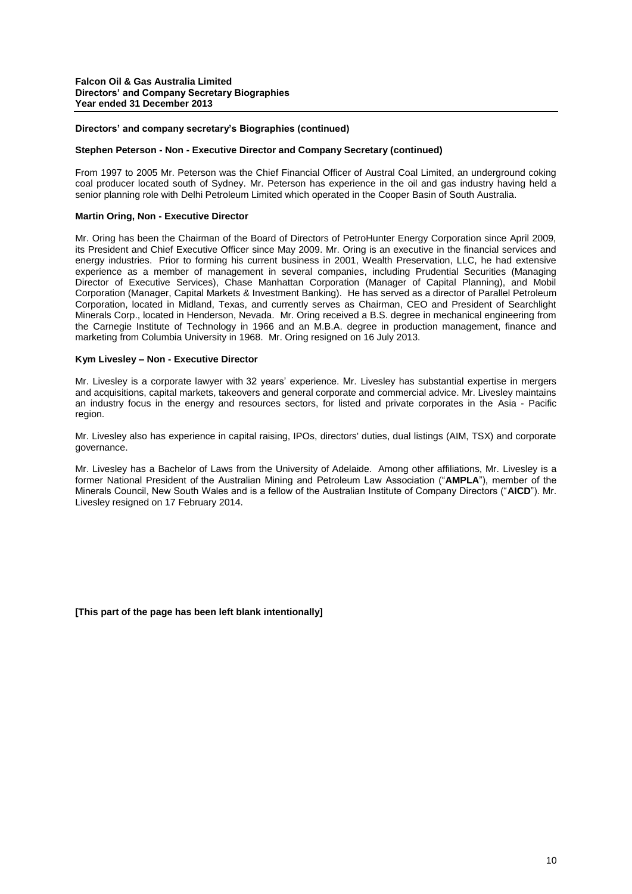## Directors' and company secretary's Biographies (continued)

### Stephen Peterson - Non - Executive Director and Company Secretary (continued)

From 1997 to 2005 Mr. Peterson was the Chief Financial Officer of Austral Coal Limited, an underground coking coal producer located south of Sydney. Mr. Peterson has experience in the oil and gas industry having held a senior planning role with Delhi Petroleum Limited which operated in the Cooper Basin of South Australia.

### Martin Oring, Non - Executive Director

Mr. Oring has been the Chairman of the Board of Directors of PetroHunter Energy Corporation since April 2009, its President and Chief Executive Officer since May 2009. Mr. Oring is an executive in the financial services and energy industries. Prior to forming his current business in 2001, Wealth Preservation, LLC, he had extensive experience as a member of management in several companies, including Prudential Securities (Managing Director of Executive Services), Chase Manhattan Corporation (Manager of Capital Planning), and Mobil Corporation (Manager, Capital Markets & Investment Banking). He has served as a director of Parallel Petroleum Corporation, located in Midland, Texas, and currently serves as Chairman, CEO and President of Searchlight Minerals Corp., located in Henderson, Nevada. Mr. Oring received a B.S. degree in mechanical engineering from the Carnegie Institute of Technology in 1966 and an M.B.A. degree in production management, finance and marketing from Columbia University in 1968. Mr. Oring resigned on 16 July 2013.

### Kym Livesley – Non - Executive Director

Mr. Livesley is a corporate lawyer with 32 years' experience. Mr. Livesley has substantial expertise in mergers and acquisitions, capital markets, takeovers and general corporate and commercial advice. Mr. Livesley maintains an industry focus in the energy and resources sectors, for listed and private corporates in the Asia - Pacific region.

Mr. Livesley also has experience in capital raising, IPOs, directors' duties, dual listings (AIM, TSX) and corporate governance.

Mr. Livesley has a Bachelor of Laws from the University of Adelaide. Among other affiliations, Mr. Livesley is a former National President of the Australian Mining and Petroleum Law Association ("**AMPLA**"), member of the Minerals Council, New South Wales and is a fellow of the Australian Institute of Company Directors ("**AICD**"). Mr. Livesley resigned on 17 February 2014.

**[This part of the page has been left blank intentionally]**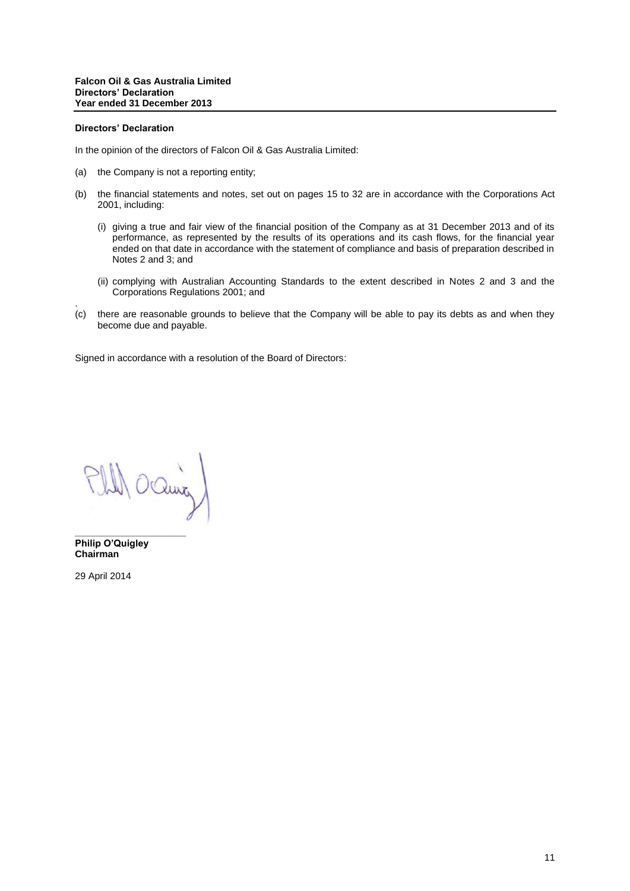**Falcon Oil & Gas Australia Limited**
**Directors' Declaration**
**Year ended 31 December 2013**

**Directors' Declaration**

In the opinion of the directors of Falcon Oil & Gas Australia Limited:

(a) the Company is not a reporting entity;

(b) the financial statements and notes, set out on pages 15 to 32 are in accordance with the Corporations Act 2001, including:

   (i) giving a true and fair view of the financial position of the Company as at 31 December 2013 and of its performance, as represented by the results of its operations and its cash flows, for the financial year ended on that date in accordance with the statement of compliance and basis of preparation described in Notes 2 and 3; and

   (ii) complying with Australian Accounting Standards to the extent described in Notes 2 and 3 and the Corporations Regulations 2001; and

(c) there are reasonable grounds to believe that the Company will be able to pay its debts as and when they become due and payable.

Signed in accordance with a resolution of the Board of Directors:

**Philip O'Quigley**
**Chairman**

29 April 2014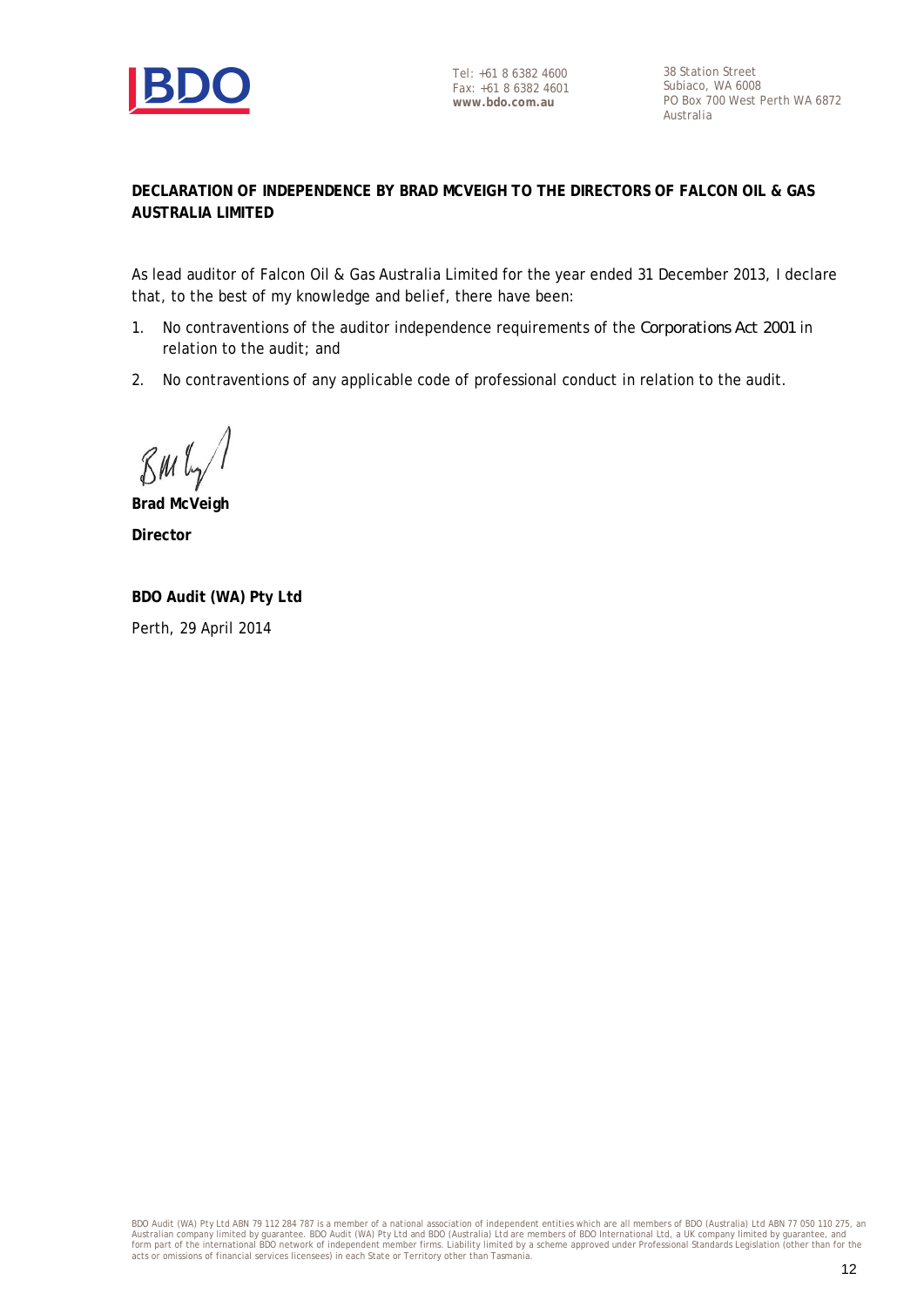Tel: +61 8 6382 4600
Fax: +61 8 6382 4601
**www.bdo.com.au**

38 Station Street
Subiaco, WA 6008
PO Box 700 West Perth WA 6872
Australia

**DECLARATION OF INDEPENDENCE BY BRAD MCVEIGH TO THE DIRECTORS OF FALCON OIL & GAS AUSTRALIA LIMITED**

As lead auditor of Falcon Oil & Gas Australia Limited for the year ended 31 December 2013, I declare that, to the best of my knowledge and belief, there have been:

1. No contraventions of the auditor independence requirements of the *Corporations Act 2001* in relation to the audit; and
2. No contraventions of any applicable code of professional conduct in relation to the audit.

**Brad McVeigh**

**Director**

**BDO Audit (WA) Pty Ltd**

Perth, 29 April 2014

BDO Audit (WA) Pty Ltd ABN 79 112 284 787 is a member of a national association of independent entities which are all members of BDO (Australia) Ltd ABN 77 050 110 275, an Australian company limited by guarantee. BDO Audit (WA) Pty Ltd and BDO (Australia) Ltd are members of BDO International Ltd, a UK company limited by guarantee, and form part of the international BDO network of independent member firms. Liability limited by a scheme approved under Professional Standards Legislation (other than for the acts or omissions of financial services licensees) in each State or Territory other than Tasmania.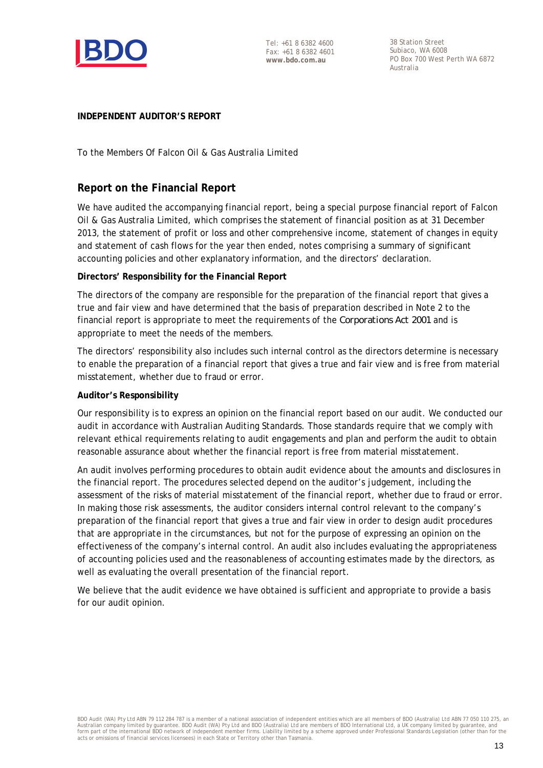Tel: +61 8 6382 4600
Fax: +61 8 6382 4601
**www.bdo.com.au**

38 Station Street
Subiaco, WA 6008
PO Box 700 West Perth WA 6872
Australia

**INDEPENDENT AUDITOR'S REPORT**

To the Members Of Falcon Oil & Gas Australia Limited

## Report on the Financial Report

We have audited the accompanying financial report, being a special purpose financial report of Falcon Oil & Gas Australia Limited, which comprises the statement of financial position as at 31 December 2013, the statement of profit or loss and other comprehensive income, statement of changes in equity and statement of cash flows for the year then ended, notes comprising a summary of significant accounting policies and other explanatory information, and the directors' declaration.

**Directors' Responsibility for the Financial Report**

The directors of the company are responsible for the preparation of the financial report that gives a true and fair view and have determined that the basis of preparation described in Note 2 to the financial report is appropriate to meet the requirements of the *Corporations Act 2001* and is appropriate to meet the needs of the members.

The directors' responsibility also includes such internal control as the directors determine is necessary to enable the preparation of a financial report that gives a true and fair view and is free from material misstatement, whether due to fraud or error.

**Auditor's Responsibility**

Our responsibility is to express an opinion on the financial report based on our audit. We conducted our audit in accordance with Australian Auditing Standards. Those standards require that we comply with relevant ethical requirements relating to audit engagements and plan and perform the audit to obtain reasonable assurance about whether the financial report is free from material misstatement.

An audit involves performing procedures to obtain audit evidence about the amounts and disclosures in the financial report. The procedures selected depend on the auditor's judgement, including the assessment of the risks of material misstatement of the financial report, whether due to fraud or error. In making those risk assessments, the auditor considers internal control relevant to the company's preparation of the financial report that gives a true and fair view in order to design audit procedures that are appropriate in the circumstances, but not for the purpose of expressing an opinion on the effectiveness of the company's internal control. An audit also includes evaluating the appropriateness of accounting policies used and the reasonableness of accounting estimates made by the directors, as well as evaluating the overall presentation of the financial report.

We believe that the audit evidence we have obtained is sufficient and appropriate to provide a basis for our audit opinion.

BDO Audit (WA) Pty Ltd ABN 79 112 284 787 is a member of a national association of independent entities which are all members of BDO (Australia) Ltd ABN 77 050 110 275, an Australian company limited by guarantee. BDO Audit (WA) Pty Ltd and BDO (Australia) Ltd are members of BDO International Ltd, a UK company limited by guarantee, and form part of the international BDO network of independent member firms. Liability limited by a scheme approved under Professional Standards Legislation (other than for the acts or omissions of financial services licensees) in each State or Territory other than Tasmania.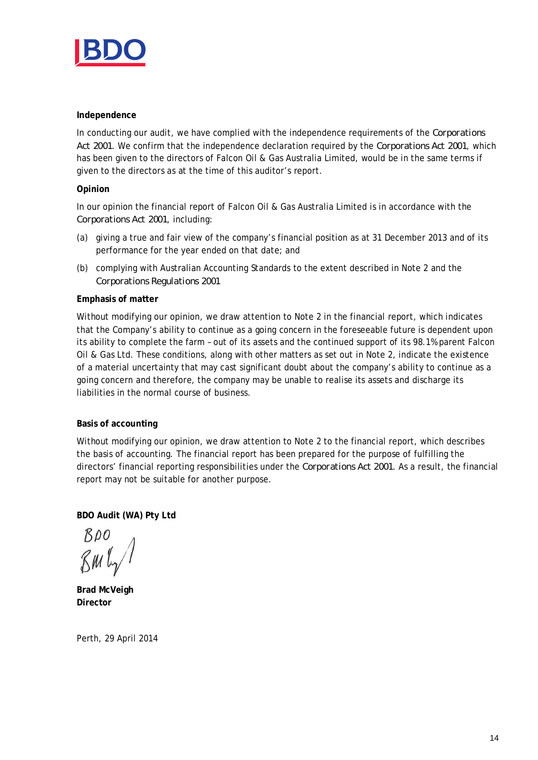**Independence**

In conducting our audit, we have complied with the independence requirements of the *Corporations Act 2001*. We confirm that the independence declaration required by the *Corporations Act 2001*, which has been given to the directors of Falcon Oil & Gas Australia Limited, would be in the same terms if given to the directors as at the time of this auditor's report.

**Opinion**

In our opinion the financial report of Falcon Oil & Gas Australia Limited is in accordance with the *Corporations Act 2001*, including:

(a) giving a true and fair view of the company's financial position as at 31 December 2013 and of its performance for the year ended on that date; and

(b) complying with Australian Accounting Standards to the extent described in Note 2 and the *Corporations Regulations 2001*

**Emphasis of matter**

Without modifying our opinion, we draw attention to Note 2 in the financial report, which indicates that the Company's ability to continue as a going concern in the foreseeable future is dependent upon its ability to complete the farm – out of its assets and the continued support of its 98.1% parent Falcon Oil & Gas Ltd. These conditions, along with other matters as set out in Note 2, indicate the existence of a material uncertainty that may cast significant doubt about the company's ability to continue as a going concern and therefore, the company may be unable to realise its assets and discharge its liabilities in the normal course of business.

**Basis of accounting**

Without modifying our opinion, we draw attention to Note 2 to the financial report, which describes the basis of accounting. The financial report has been prepared for the purpose of fulfilling the directors' financial reporting responsibilities under the *Corporations Act 2001*. As a result, the financial report may not be suitable for another purpose.

**BDO Audit (WA) Pty Ltd**

BDO

**Brad McVeigh**
**Director**

Perth, 29 April 2014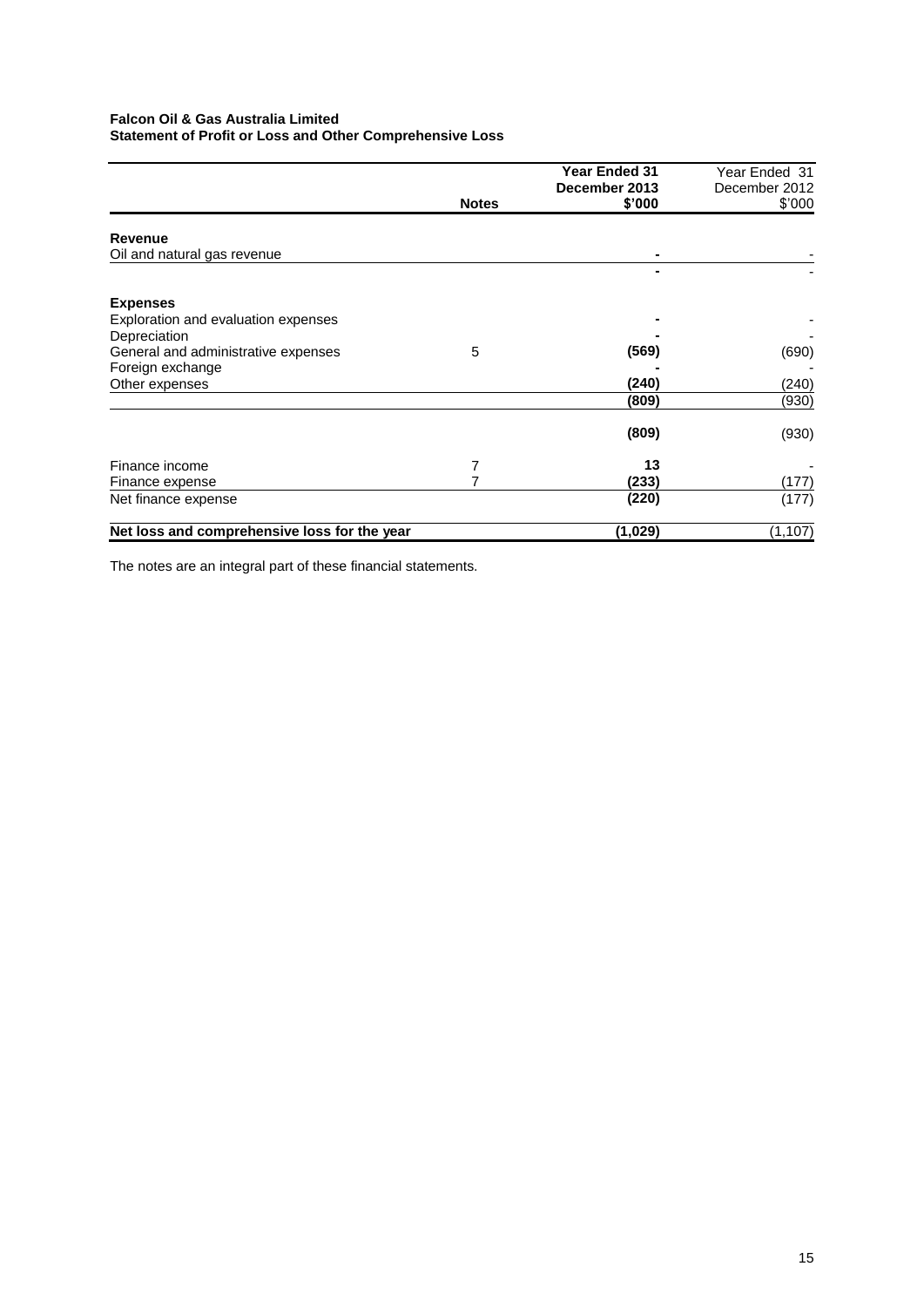**Falcon Oil & Gas Australia Limited**
**Statement of Profit or Loss and Other Comprehensive Loss**

| | Notes | **Year Ended 31 December 2013 $'000** | Year Ended 31 December 2012 $'000 |
|---|---|---|---|
| **Revenue** | | | |
| Oil and natural gas revenue | | **-** | - |
| | | **-** | - |
| **Expenses** | | | |
| Exploration and evaluation expenses | | **-** | - |
| Depreciation | | **-** | - |
| General and administrative expenses | 5 | **(569)** | (690) |
| Foreign exchange | | **-** | - |
| Other expenses | | **(240)** | (240) |
| | | **(809)** | (930) |
| | | **(809)** | (930) |
| Finance income | 7 | **13** | - |
| Finance expense | 7 | **(233)** | (177) |
| Net finance expense | | **(220)** | (177) |
| **Net loss and comprehensive loss for the year** | | **(1,029)** | (1,107) |

The notes are an integral part of these financial statements.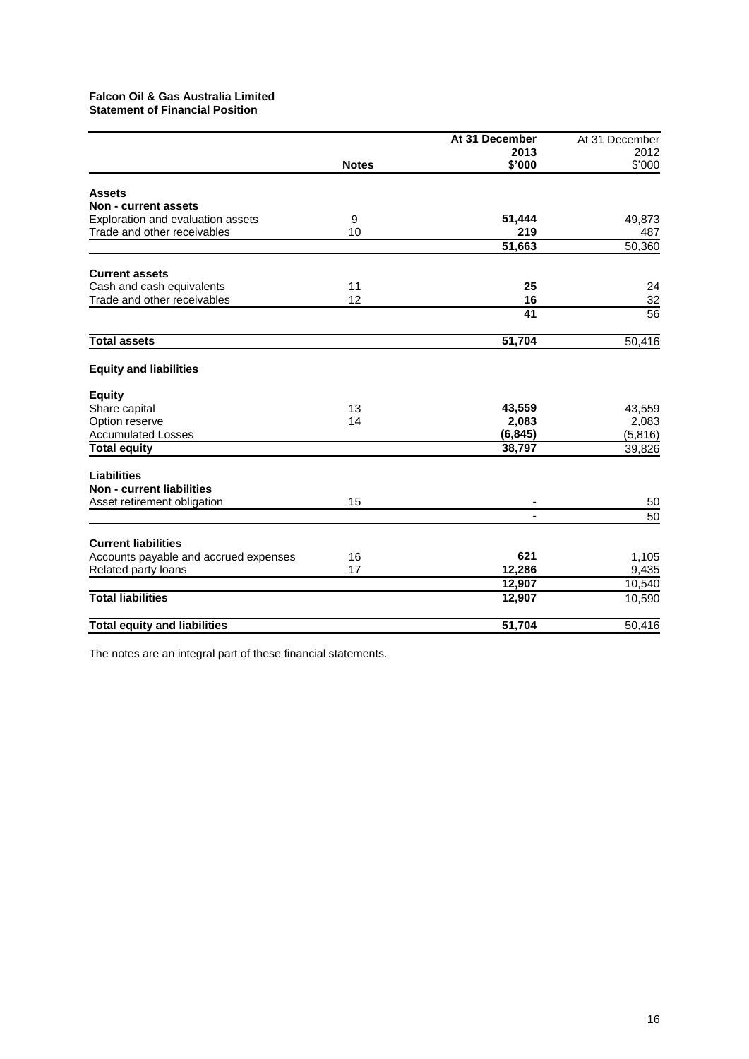**Falcon Oil & Gas Australia Limited**
**Statement of Financial Position**

| | Notes | At 31 December 2013 $'000 | At 31 December 2012 $'000 |
|---|---|---|---|
| **Assets** | | | |
| **Non - current assets** | | | |
| Exploration and evaluation assets | 9 | **51,444** | 49,873 |
| Trade and other receivables | 10 | **219** | 487 |
| | | **51,663** | 50,360 |
| **Current assets** | | | |
| Cash and cash equivalents | 11 | **25** | 24 |
| Trade and other receivables | 12 | **16** | 32 |
| | | **41** | 56 |
| **Total assets** | | **51,704** | 50,416 |
| **Equity and liabilities** | | | |
| **Equity** | | | |
| Share capital | 13 | **43,559** | 43,559 |
| Option reserve | 14 | **2,083** | 2,083 |
| Accumulated Losses | | **(6,845)** | (5,816) |
| **Total equity** | | **38,797** | 39,826 |
| **Liabilities** | | | |
| **Non - current liabilities** | | | |
| Asset retirement obligation | 15 | **-** | 50 |
| | | **-** | 50 |
| **Current liabilities** | | | |
| Accounts payable and accrued expenses | 16 | **621** | 1,105 |
| Related party loans | 17 | **12,286** | 9,435 |
| | | **12,907** | 10,540 |
| **Total liabilities** | | **12,907** | 10,590 |
| **Total equity and liabilities** | | **51,704** | 50,416 |

The notes are an integral part of these financial statements.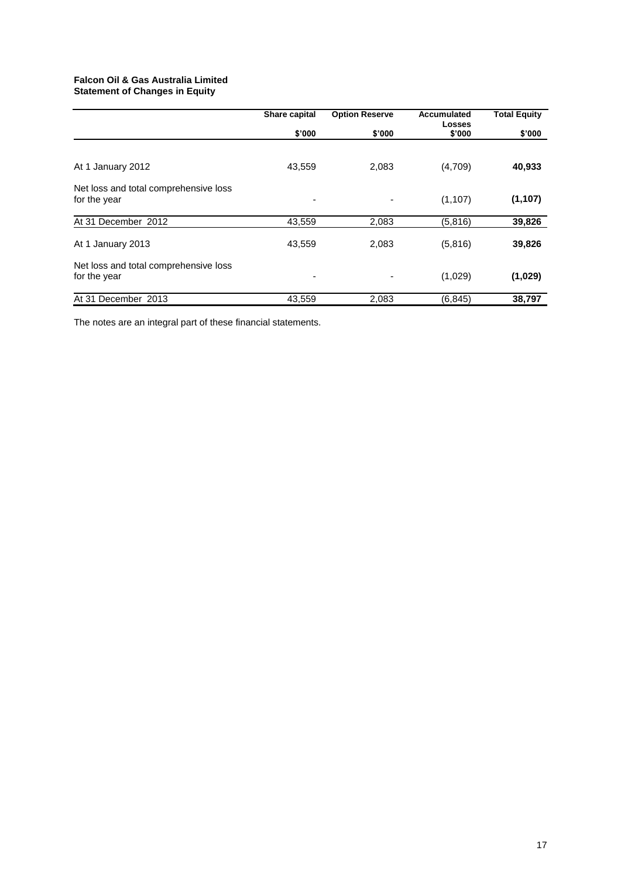**Falcon Oil & Gas Australia Limited**
**Statement of Changes in Equity**

| | Share capital | Option Reserve | Accumulated Losses | Total Equity |
|---|---|---|---|---|
| | $'000 | $'000 | $'000 | $'000 |
| At 1 January 2012 | 43,559 | 2,083 | (4,709) | **40,933** |
| Net loss and total comprehensive loss for the year | - | - | (1,107) | **(1,107)** |
| At 31 December 2012 | 43,559 | 2,083 | (5,816) | **39,826** |
| At 1 January 2013 | 43,559 | 2,083 | (5,816) | **39,826** |
| Net loss and total comprehensive loss for the year | - | - | (1,029) | **(1,029)** |
| At 31 December 2013 | 43,559 | 2,083 | (6,845) | **38,797** |

The notes are an integral part of these financial statements.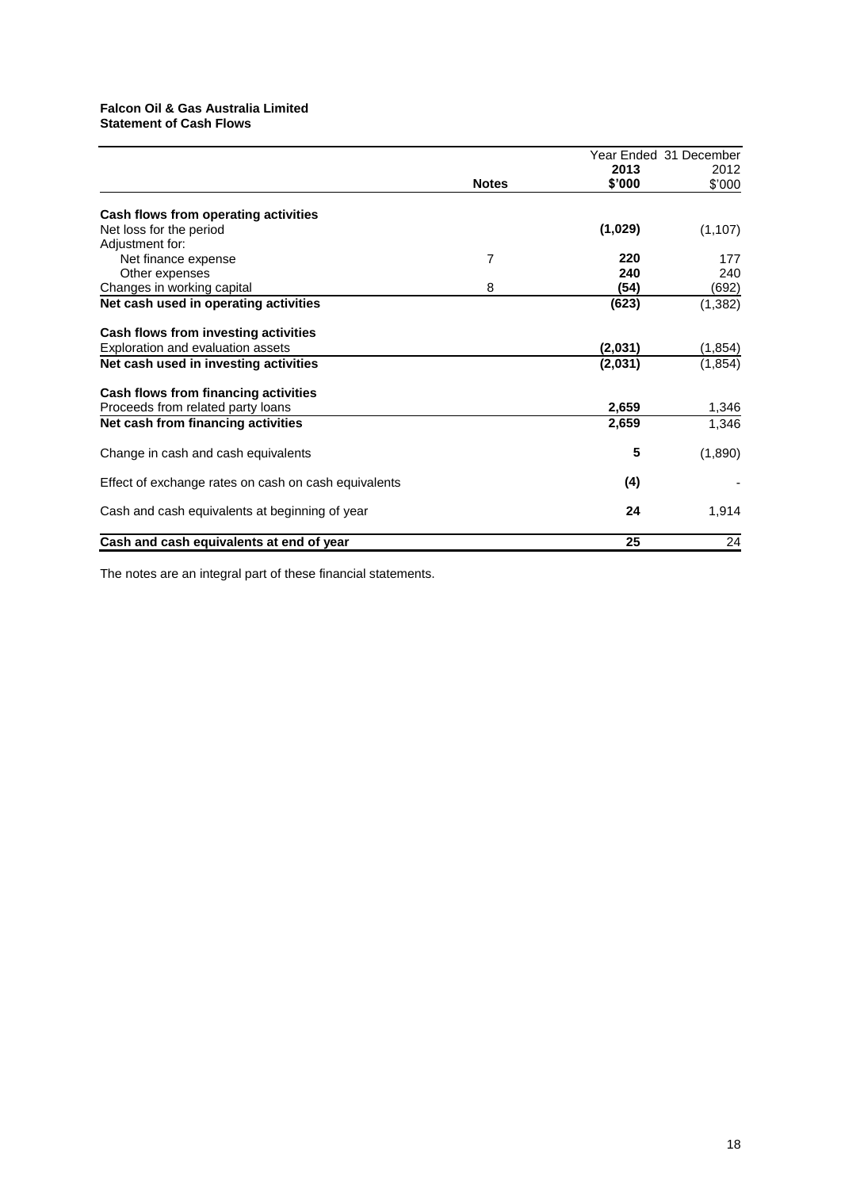**Falcon Oil & Gas Australia Limited**
**Statement of Cash Flows**

| | Notes | Year Ended 31 December 2013 $'000 | 2012 $'000 |
|---|---|---|---|
| **Cash flows from operating activities** | | | |
| Net loss for the period | | **(1,029)** | (1,107) |
| Adjustment for: | | | |
| Net finance expense | 7 | **220** | 177 |
| Other expenses | | **240** | 240 |
| Changes in working capital | 8 | **(54)** | (692) |
| **Net cash used in operating activities** | | **(623)** | (1,382) |
| **Cash flows from investing activities** | | | |
| Exploration and evaluation assets | | **(2,031)** | (1,854) |
| **Net cash used in investing activities** | | **(2,031)** | (1,854) |
| **Cash flows from financing activities** | | | |
| Proceeds from related party loans | | **2,659** | 1,346 |
| **Net cash from financing activities** | | **2,659** | 1,346 |
| Change in cash and cash equivalents | | **5** | (1,890) |
| Effect of exchange rates on cash on cash equivalents | | **(4)** | - |
| Cash and cash equivalents at beginning of year | | **24** | 1,914 |
| **Cash and cash equivalents at end of year** | | **25** | 24 |

The notes are an integral part of these financial statements.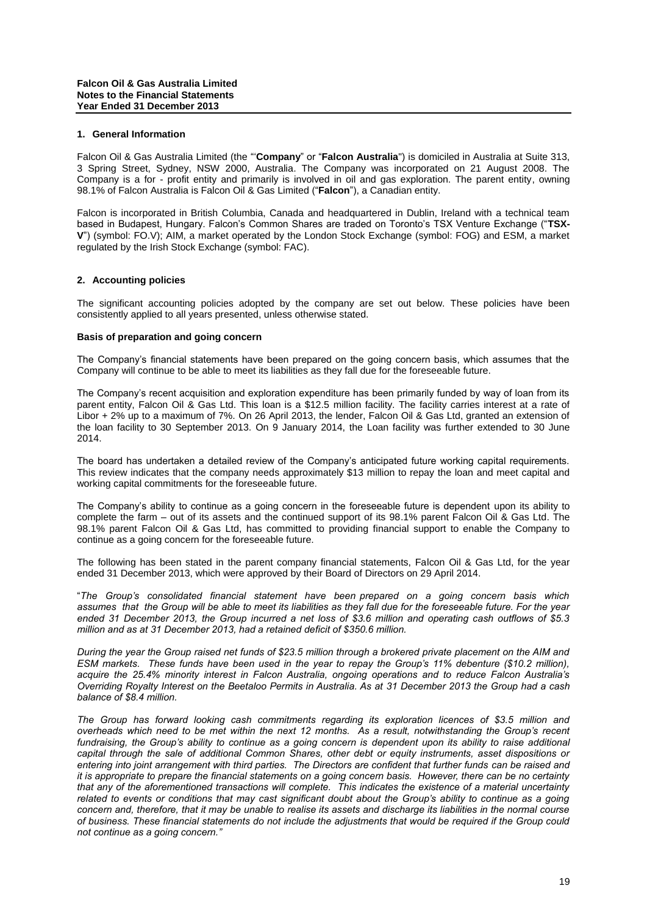**Falcon Oil & Gas Australia Limited**
**Notes to the Financial Statements**
**Year Ended 31 December 2013**

## 1. General Information

Falcon Oil & Gas Australia Limited (the "'**Company**" or "**Falcon Australia**") is domiciled in Australia at Suite 313, 3 Spring Street, Sydney, NSW 2000, Australia. The Company was incorporated on 21 August 2008. The Company is a for - profit entity and primarily is involved in oil and gas exploration. The parent entity, owning 98.1% of Falcon Australia is Falcon Oil & Gas Limited ("**Falcon**"), a Canadian entity.

Falcon is incorporated in British Columbia, Canada and headquartered in Dublin, Ireland with a technical team based in Budapest, Hungary. Falcon's Common Shares are traded on Toronto's TSX Venture Exchange ("**TSX-V**") (symbol: FO.V); AIM, a market operated by the London Stock Exchange (symbol: FOG) and ESM, a market regulated by the Irish Stock Exchange (symbol: FAC).

## 2. Accounting policies

The significant accounting policies adopted by the company are set out below. These policies have been consistently applied to all years presented, unless otherwise stated.

### Basis of preparation and going concern

The Company's financial statements have been prepared on the going concern basis, which assumes that the Company will continue to be able to meet its liabilities as they fall due for the foreseeable future.

The Company's recent acquisition and exploration expenditure has been primarily funded by way of loan from its parent entity, Falcon Oil & Gas Ltd. This loan is a $12.5 million facility. The facility carries interest at a rate of Libor + 2% up to a maximum of 7%. On 26 April 2013, the lender, Falcon Oil & Gas Ltd, granted an extension of the loan facility to 30 September 2013. On 9 January 2014, the Loan facility was further extended to 30 June 2014.

The board has undertaken a detailed review of the Company's anticipated future working capital requirements. This review indicates that the company needs approximately $13 million to repay the loan and meet capital and working capital commitments for the foreseeable future.

The Company's ability to continue as a going concern in the foreseeable future is dependent upon its ability to complete the farm – out of its assets and the continued support of its 98.1% parent Falcon Oil & Gas Ltd. The 98.1% parent Falcon Oil & Gas Ltd, has committed to providing financial support to enable the Company to continue as a going concern for the foreseeable future.

The following has been stated in the parent company financial statements, Falcon Oil & Gas Ltd, for the year ended 31 December 2013, which were approved by their Board of Directors on 29 April 2014.

"*The Group's consolidated financial statement have been prepared on a going concern basis which assumes that the Group will be able to meet its liabilities as they fall due for the foreseeable future. For the year ended 31 December 2013, the Group incurred a net loss of $3.6 million and operating cash outflows of $5.3 million and as at 31 December 2013, had a retained deficit of $350.6 million.*

*During the year the Group raised net funds of $23.5 million through a brokered private placement on the AIM and ESM markets. These funds have been used in the year to repay the Group's 11% debenture ($10.2 million), acquire the 25.4% minority interest in Falcon Australia, ongoing operations and to reduce Falcon Australia's Overriding Royalty Interest on the Beetaloo Permits in Australia. As at 31 December 2013 the Group had a cash balance of $8.4 million.*

*The Group has forward looking cash commitments regarding its exploration licences of $3.5 million and overheads which need to be met within the next 12 months. As a result, notwithstanding the Group's recent fundraising, the Group's ability to continue as a going concern is dependent upon its ability to raise additional capital through the sale of additional Common Shares, other debt or equity instruments, asset dispositions or entering into joint arrangement with third parties. The Directors are confident that further funds can be raised and it is appropriate to prepare the financial statements on a going concern basis. However, there can be no certainty that any of the aforementioned transactions will complete. This indicates the existence of a material uncertainty related to events or conditions that may cast significant doubt about the Group's ability to continue as a going concern and, therefore, that it may be unable to realise its assets and discharge its liabilities in the normal course of business. These financial statements do not include the adjustments that would be required if the Group could not continue as a going concern.*"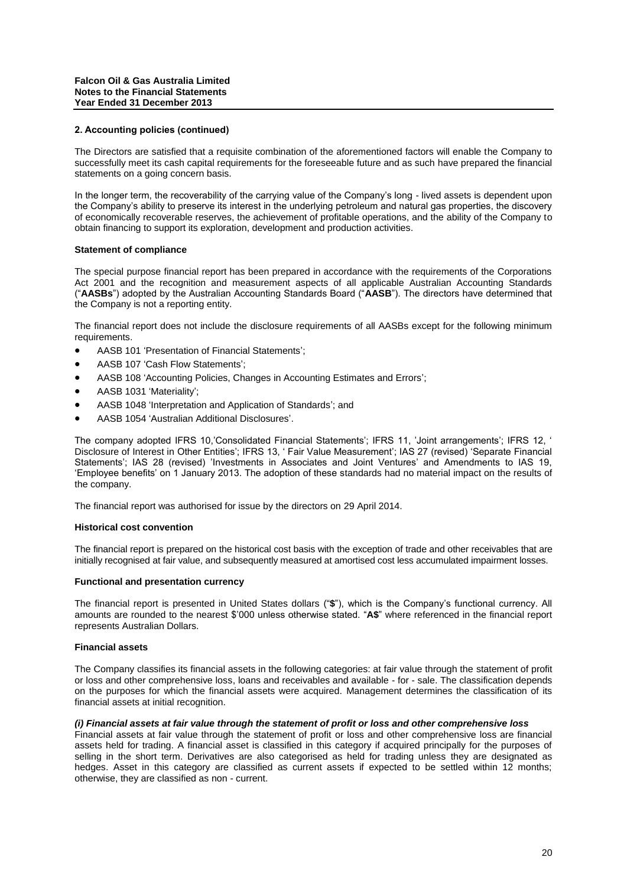## 2. Accounting policies (continued)

The Directors are satisfied that a requisite combination of the aforementioned factors will enable the Company to successfully meet its cash capital requirements for the foreseeable future and as such have prepared the financial statements on a going concern basis.

In the longer term, the recoverability of the carrying value of the Company's long - lived assets is dependent upon the Company's ability to preserve its interest in the underlying petroleum and natural gas properties, the discovery of economically recoverable reserves, the achievement of profitable operations, and the ability of the Company to obtain financing to support its exploration, development and production activities.

### Statement of compliance

The special purpose financial report has been prepared in accordance with the requirements of the Corporations Act 2001 and the recognition and measurement aspects of all applicable Australian Accounting Standards ("**AASBs**") adopted by the Australian Accounting Standards Board ("**AASB**"). The directors have determined that the Company is not a reporting entity.

The financial report does not include the disclosure requirements of all AASBs except for the following minimum requirements.

- AASB 101 'Presentation of Financial Statements';
- AASB 107 'Cash Flow Statements';
- AASB 108 'Accounting Policies, Changes in Accounting Estimates and Errors';
- AASB 1031 'Materiality';
- AASB 1048 'Interpretation and Application of Standards'; and
- AASB 1054 'Australian Additional Disclosures'.

The company adopted IFRS 10,'Consolidated Financial Statements'; IFRS 11, 'Joint arrangements'; IFRS 12, ' Disclosure of Interest in Other Entities'; IFRS 13, ' Fair Value Measurement'; IAS 27 (revised) 'Separate Financial Statements'; IAS 28 (revised) 'Investments in Associates and Joint Ventures' and Amendments to IAS 19, 'Employee benefits' on 1 January 2013. The adoption of these standards had no material impact on the results of the company.

The financial report was authorised for issue by the directors on 29 April 2014.

### Historical cost convention

The financial report is prepared on the historical cost basis with the exception of trade and other receivables that are initially recognised at fair value, and subsequently measured at amortised cost less accumulated impairment losses.

### Functional and presentation currency

The financial report is presented in United States dollars ("**$**"), which is the Company's functional currency. All amounts are rounded to the nearest $'000 unless otherwise stated. "**A$**" where referenced in the financial report represents Australian Dollars.

### Financial assets

The Company classifies its financial assets in the following categories: at fair value through the statement of profit or loss and other comprehensive loss, loans and receivables and available - for - sale. The classification depends on the purposes for which the financial assets were acquired. Management determines the classification of its financial assets at initial recognition.

***(i) Financial assets at fair value through the statement of profit or loss and other comprehensive loss***

Financial assets at fair value through the statement of profit or loss and other comprehensive loss are financial assets held for trading. A financial asset is classified in this category if acquired principally for the purposes of selling in the short term. Derivatives are also categorised as held for trading unless they are designated as hedges. Asset in this category are classified as current assets if expected to be settled within 12 months; otherwise, they are classified as non - current.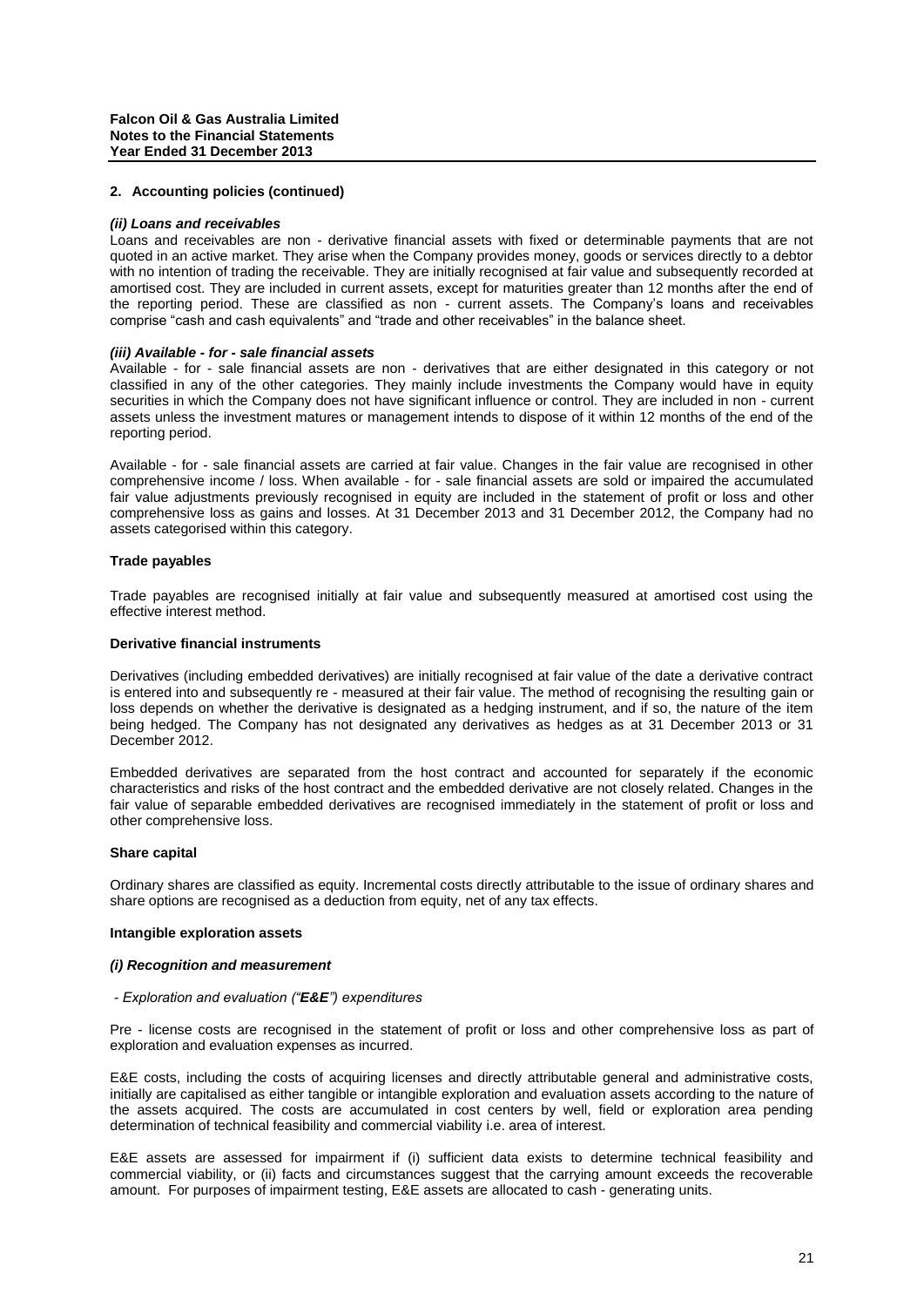**Falcon Oil & Gas Australia Limited**
**Notes to the Financial Statements**
**Year Ended 31 December 2013**

**2. Accounting policies (continued)**

***(ii) Loans and receivables***

Loans and receivables are non - derivative financial assets with fixed or determinable payments that are not quoted in an active market. They arise when the Company provides money, goods or services directly to a debtor with no intention of trading the receivable. They are initially recognised at fair value and subsequently recorded at amortised cost. They are included in current assets, except for maturities greater than 12 months after the end of the reporting period. These are classified as non - current assets. The Company's loans and receivables comprise "cash and cash equivalents" and "trade and other receivables" in the balance sheet.

***(iii) Available - for - sale financial assets***

Available - for - sale financial assets are non - derivatives that are either designated in this category or not classified in any of the other categories. They mainly include investments the Company would have in equity securities in which the Company does not have significant influence or control. They are included in non - current assets unless the investment matures or management intends to dispose of it within 12 months of the end of the reporting period.

Available - for - sale financial assets are carried at fair value. Changes in the fair value are recognised in other comprehensive income / loss. When available - for - sale financial assets are sold or impaired the accumulated fair value adjustments previously recognised in equity are included in the statement of profit or loss and other comprehensive loss as gains and losses. At 31 December 2013 and 31 December 2012, the Company had no assets categorised within this category.

**Trade payables**

Trade payables are recognised initially at fair value and subsequently measured at amortised cost using the effective interest method.

**Derivative financial instruments**

Derivatives (including embedded derivatives) are initially recognised at fair value of the date a derivative contract is entered into and subsequently re - measured at their fair value. The method of recognising the resulting gain or loss depends on whether the derivative is designated as a hedging instrument, and if so, the nature of the item being hedged. The Company has not designated any derivatives as hedges as at 31 December 2013 or 31 December 2012.

Embedded derivatives are separated from the host contract and accounted for separately if the economic characteristics and risks of the host contract and the embedded derivative are not closely related. Changes in the fair value of separable embedded derivatives are recognised immediately in the statement of profit or loss and other comprehensive loss.

**Share capital**

Ordinary shares are classified as equity. Incremental costs directly attributable to the issue of ordinary shares and share options are recognised as a deduction from equity, net of any tax effects.

**Intangible exploration assets**

***(i) Recognition and measurement***

*- Exploration and evaluation ("**E&E**") expenditures*

Pre - license costs are recognised in the statement of profit or loss and other comprehensive loss as part of exploration and evaluation expenses as incurred.

E&E costs, including the costs of acquiring licenses and directly attributable general and administrative costs, initially are capitalised as either tangible or intangible exploration and evaluation assets according to the nature of the assets acquired. The costs are accumulated in cost centers by well, field or exploration area pending determination of technical feasibility and commercial viability i.e. area of interest.

E&E assets are assessed for impairment if (i) sufficient data exists to determine technical feasibility and commercial viability, or (ii) facts and circumstances suggest that the carrying amount exceeds the recoverable amount. For purposes of impairment testing, E&E assets are allocated to cash - generating units.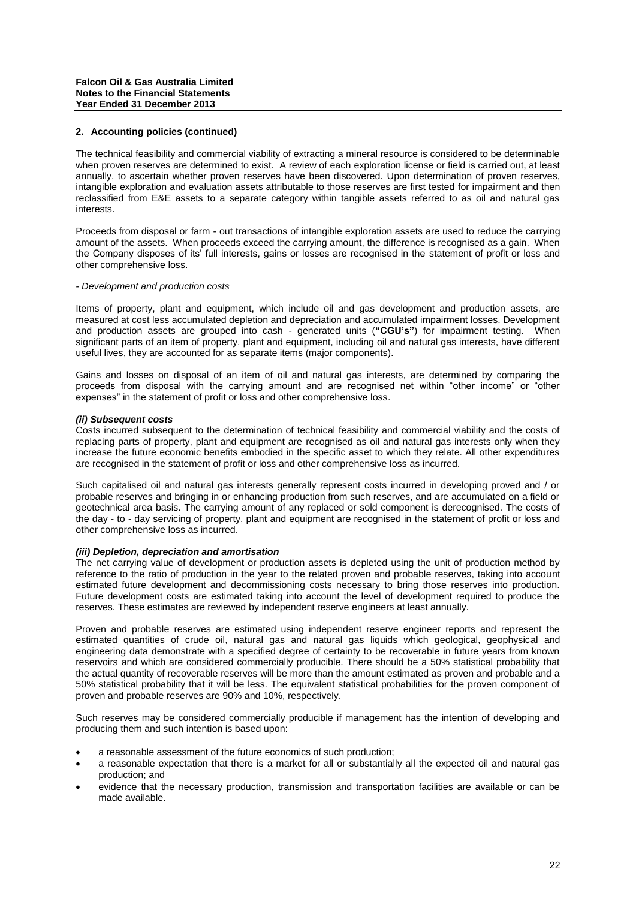## 2. Accounting policies (continued)

The technical feasibility and commercial viability of extracting a mineral resource is considered to be determinable when proven reserves are determined to exist. A review of each exploration license or field is carried out, at least annually, to ascertain whether proven reserves have been discovered. Upon determination of proven reserves, intangible exploration and evaluation assets attributable to those reserves are first tested for impairment and then reclassified from E&E assets to a separate category within tangible assets referred to as oil and natural gas interests.

Proceeds from disposal or farm - out transactions of intangible exploration assets are used to reduce the carrying amount of the assets. When proceeds exceed the carrying amount, the difference is recognised as a gain. When the Company disposes of its' full interests, gains or losses are recognised in the statement of profit or loss and other comprehensive loss.

*- Development and production costs*

Items of property, plant and equipment, which include oil and gas development and production assets, are measured at cost less accumulated depletion and depreciation and accumulated impairment losses. Development and production assets are grouped into cash - generated units (**"CGU's"**) for impairment testing. When significant parts of an item of property, plant and equipment, including oil and natural gas interests, have different useful lives, they are accounted for as separate items (major components).

Gains and losses on disposal of an item of oil and natural gas interests, are determined by comparing the proceeds from disposal with the carrying amount and are recognised net within "other income" or "other expenses" in the statement of profit or loss and other comprehensive loss.

***(ii) Subsequent costs***

Costs incurred subsequent to the determination of technical feasibility and commercial viability and the costs of replacing parts of property, plant and equipment are recognised as oil and natural gas interests only when they increase the future economic benefits embodied in the specific asset to which they relate. All other expenditures are recognised in the statement of profit or loss and other comprehensive loss as incurred.

Such capitalised oil and natural gas interests generally represent costs incurred in developing proved and / or probable reserves and bringing in or enhancing production from such reserves, and are accumulated on a field or geotechnical area basis. The carrying amount of any replaced or sold component is derecognised. The costs of the day - to - day servicing of property, plant and equipment are recognised in the statement of profit or loss and other comprehensive loss as incurred.

***(iii) Depletion, depreciation and amortisation***

The net carrying value of development or production assets is depleted using the unit of production method by reference to the ratio of production in the year to the related proven and probable reserves, taking into account estimated future development and decommissioning costs necessary to bring those reserves into production. Future development costs are estimated taking into account the level of development required to produce the reserves. These estimates are reviewed by independent reserve engineers at least annually.

Proven and probable reserves are estimated using independent reserve engineer reports and represent the estimated quantities of crude oil, natural gas and natural gas liquids which geological, geophysical and engineering data demonstrate with a specified degree of certainty to be recoverable in future years from known reservoirs and which are considered commercially producible. There should be a 50% statistical probability that the actual quantity of recoverable reserves will be more than the amount estimated as proven and probable and a 50% statistical probability that it will be less. The equivalent statistical probabilities for the proven component of proven and probable reserves are 90% and 10%, respectively.

Such reserves may be considered commercially producible if management has the intention of developing and producing them and such intention is based upon:

- a reasonable assessment of the future economics of such production;
- a reasonable expectation that there is a market for all or substantially all the expected oil and natural gas production; and
- evidence that the necessary production, transmission and transportation facilities are available or can be made available.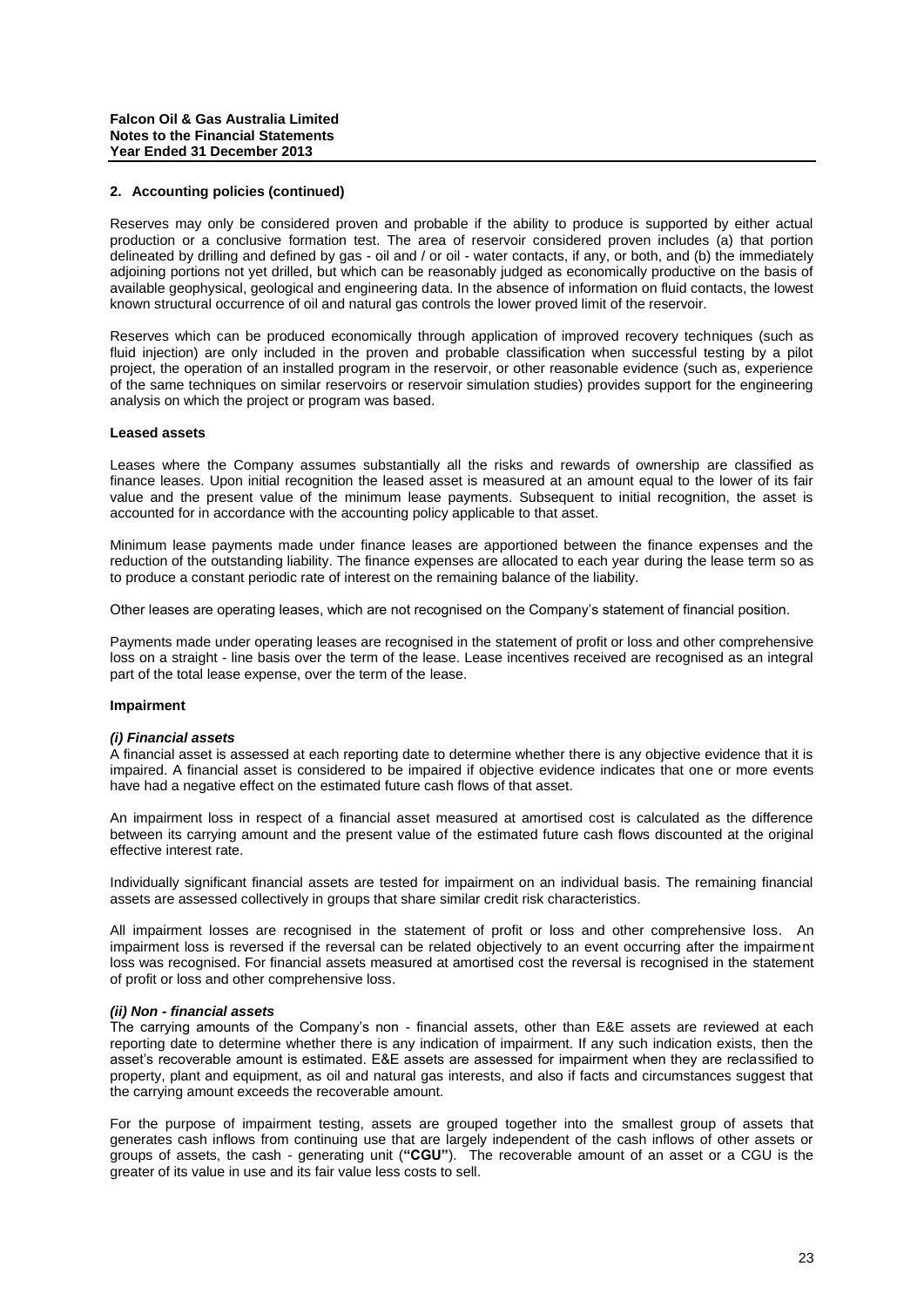## 2. Accounting policies (continued)

Reserves may only be considered proven and probable if the ability to produce is supported by either actual production or a conclusive formation test. The area of reservoir considered proven includes (a) that portion delineated by drilling and defined by gas - oil and / or oil - water contacts, if any, or both, and (b) the immediately adjoining portions not yet drilled, but which can be reasonably judged as economically productive on the basis of available geophysical, geological and engineering data. In the absence of information on fluid contacts, the lowest known structural occurrence of oil and natural gas controls the lower proved limit of the reservoir.

Reserves which can be produced economically through application of improved recovery techniques (such as fluid injection) are only included in the proven and probable classification when successful testing by a pilot project, the operation of an installed program in the reservoir, or other reasonable evidence (such as, experience of the same techniques on similar reservoirs or reservoir simulation studies) provides support for the engineering analysis on which the project or program was based.

### Leased assets

Leases where the Company assumes substantially all the risks and rewards of ownership are classified as finance leases. Upon initial recognition the leased asset is measured at an amount equal to the lower of its fair value and the present value of the minimum lease payments. Subsequent to initial recognition, the asset is accounted for in accordance with the accounting policy applicable to that asset.

Minimum lease payments made under finance leases are apportioned between the finance expenses and the reduction of the outstanding liability. The finance expenses are allocated to each year during the lease term so as to produce a constant periodic rate of interest on the remaining balance of the liability.

Other leases are operating leases, which are not recognised on the Company's statement of financial position.

Payments made under operating leases are recognised in the statement of profit or loss and other comprehensive loss on a straight - line basis over the term of the lease. Lease incentives received are recognised as an integral part of the total lease expense, over the term of the lease.

### Impairment

***(i) Financial assets***

A financial asset is assessed at each reporting date to determine whether there is any objective evidence that it is impaired. A financial asset is considered to be impaired if objective evidence indicates that one or more events have had a negative effect on the estimated future cash flows of that asset.

An impairment loss in respect of a financial asset measured at amortised cost is calculated as the difference between its carrying amount and the present value of the estimated future cash flows discounted at the original effective interest rate.

Individually significant financial assets are tested for impairment on an individual basis. The remaining financial assets are assessed collectively in groups that share similar credit risk characteristics.

All impairment losses are recognised in the statement of profit or loss and other comprehensive loss. An impairment loss is reversed if the reversal can be related objectively to an event occurring after the impairment loss was recognised. For financial assets measured at amortised cost the reversal is recognised in the statement of profit or loss and other comprehensive loss.

***(ii) Non - financial assets***

The carrying amounts of the Company's non - financial assets, other than E&E assets are reviewed at each reporting date to determine whether there is any indication of impairment. If any such indication exists, then the asset's recoverable amount is estimated. E&E assets are assessed for impairment when they are reclassified to property, plant and equipment, as oil and natural gas interests, and also if facts and circumstances suggest that the carrying amount exceeds the recoverable amount.

For the purpose of impairment testing, assets are grouped together into the smallest group of assets that generates cash inflows from continuing use that are largely independent of the cash inflows of other assets or groups of assets, the cash - generating unit (**"CGU"**). The recoverable amount of an asset or a CGU is the greater of its value in use and its fair value less costs to sell.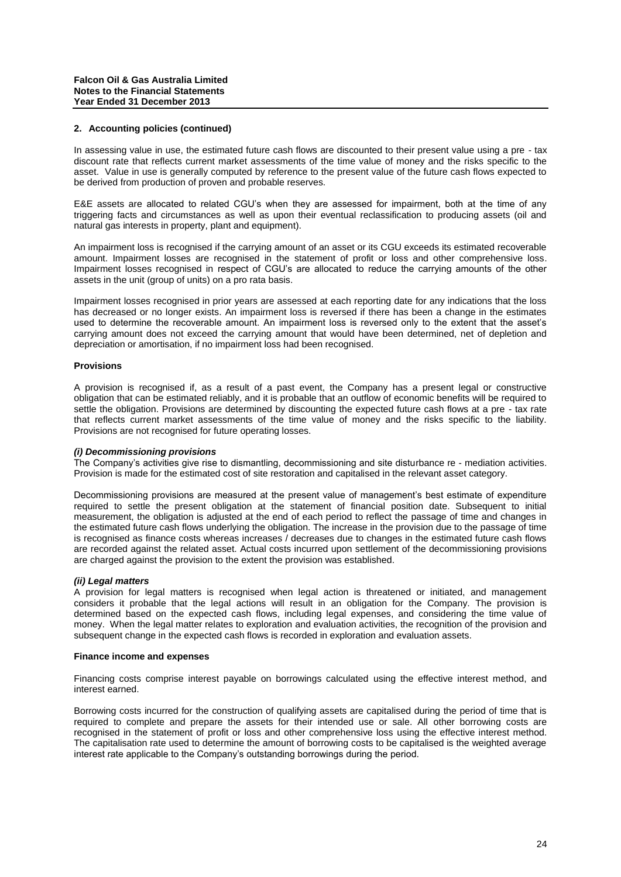## 2. Accounting policies (continued)

In assessing value in use, the estimated future cash flows are discounted to their present value using a pre - tax discount rate that reflects current market assessments of the time value of money and the risks specific to the asset. Value in use is generally computed by reference to the present value of the future cash flows expected to be derived from production of proven and probable reserves.

E&E assets are allocated to related CGU's when they are assessed for impairment, both at the time of any triggering facts and circumstances as well as upon their eventual reclassification to producing assets (oil and natural gas interests in property, plant and equipment).

An impairment loss is recognised if the carrying amount of an asset or its CGU exceeds its estimated recoverable amount. Impairment losses are recognised in the statement of profit or loss and other comprehensive loss. Impairment losses recognised in respect of CGU's are allocated to reduce the carrying amounts of the other assets in the unit (group of units) on a pro rata basis.

Impairment losses recognised in prior years are assessed at each reporting date for any indications that the loss has decreased or no longer exists. An impairment loss is reversed if there has been a change in the estimates used to determine the recoverable amount. An impairment loss is reversed only to the extent that the asset's carrying amount does not exceed the carrying amount that would have been determined, net of depletion and depreciation or amortisation, if no impairment loss had been recognised.

### Provisions

A provision is recognised if, as a result of a past event, the Company has a present legal or constructive obligation that can be estimated reliably, and it is probable that an outflow of economic benefits will be required to settle the obligation. Provisions are determined by discounting the expected future cash flows at a pre - tax rate that reflects current market assessments of the time value of money and the risks specific to the liability. Provisions are not recognised for future operating losses.

#### *(i) Decommissioning provisions*

The Company's activities give rise to dismantling, decommissioning and site disturbance re - mediation activities. Provision is made for the estimated cost of site restoration and capitalised in the relevant asset category.

Decommissioning provisions are measured at the present value of management's best estimate of expenditure required to settle the present obligation at the statement of financial position date. Subsequent to initial measurement, the obligation is adjusted at the end of each period to reflect the passage of time and changes in the estimated future cash flows underlying the obligation. The increase in the provision due to the passage of time is recognised as finance costs whereas increases / decreases due to changes in the estimated future cash flows are recorded against the related asset. Actual costs incurred upon settlement of the decommissioning provisions are charged against the provision to the extent the provision was established.

#### *(ii) Legal matters*

A provision for legal matters is recognised when legal action is threatened or initiated, and management considers it probable that the legal actions will result in an obligation for the Company. The provision is determined based on the expected cash flows, including legal expenses, and considering the time value of money. When the legal matter relates to exploration and evaluation activities, the recognition of the provision and subsequent change in the expected cash flows is recorded in exploration and evaluation assets.

### Finance income and expenses

Financing costs comprise interest payable on borrowings calculated using the effective interest method, and interest earned.

Borrowing costs incurred for the construction of qualifying assets are capitalised during the period of time that is required to complete and prepare the assets for their intended use or sale. All other borrowing costs are recognised in the statement of profit or loss and other comprehensive loss using the effective interest method. The capitalisation rate used to determine the amount of borrowing costs to be capitalised is the weighted average interest rate applicable to the Company's outstanding borrowings during the period.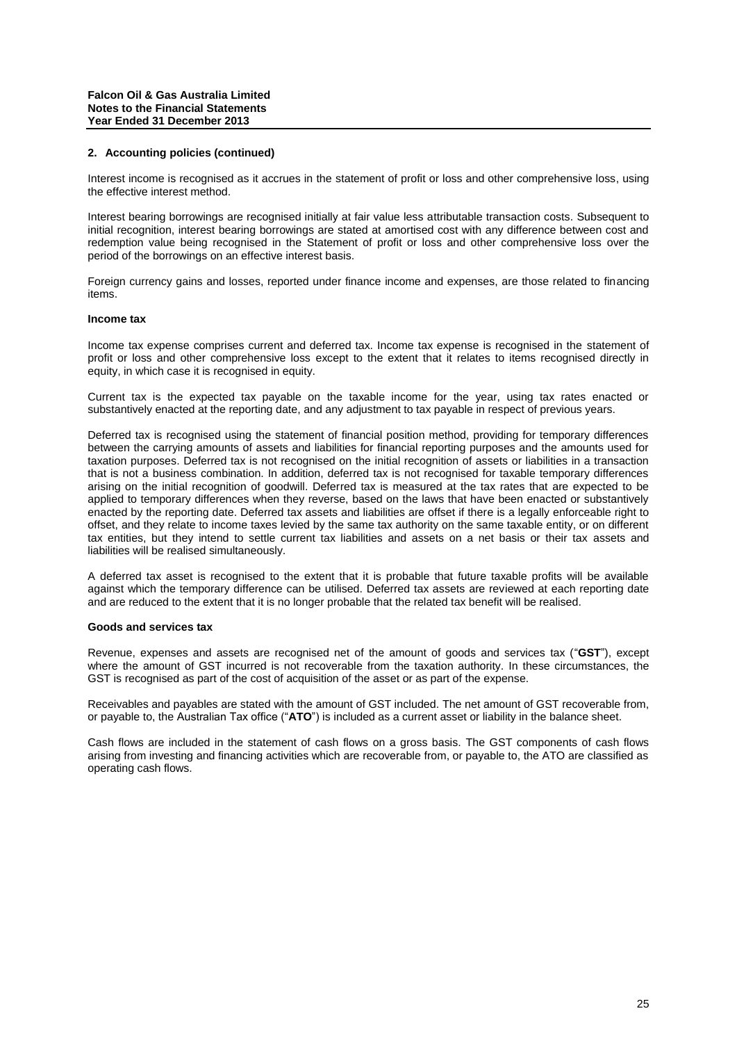**2. Accounting policies (continued)**

Interest income is recognised as it accrues in the statement of profit or loss and other comprehensive loss, using the effective interest method.

Interest bearing borrowings are recognised initially at fair value less attributable transaction costs. Subsequent to initial recognition, interest bearing borrowings are stated at amortised cost with any difference between cost and redemption value being recognised in the Statement of profit or loss and other comprehensive loss over the period of the borrowings on an effective interest basis.

Foreign currency gains and losses, reported under finance income and expenses, are those related to financing items.

**Income tax**

Income tax expense comprises current and deferred tax. Income tax expense is recognised in the statement of profit or loss and other comprehensive loss except to the extent that it relates to items recognised directly in equity, in which case it is recognised in equity.

Current tax is the expected tax payable on the taxable income for the year, using tax rates enacted or substantively enacted at the reporting date, and any adjustment to tax payable in respect of previous years.

Deferred tax is recognised using the statement of financial position method, providing for temporary differences between the carrying amounts of assets and liabilities for financial reporting purposes and the amounts used for taxation purposes. Deferred tax is not recognised on the initial recognition of assets or liabilities in a transaction that is not a business combination. In addition, deferred tax is not recognised for taxable temporary differences arising on the initial recognition of goodwill. Deferred tax is measured at the tax rates that are expected to be applied to temporary differences when they reverse, based on the laws that have been enacted or substantively enacted by the reporting date. Deferred tax assets and liabilities are offset if there is a legally enforceable right to offset, and they relate to income taxes levied by the same tax authority on the same taxable entity, or on different tax entities, but they intend to settle current tax liabilities and assets on a net basis or their tax assets and liabilities will be realised simultaneously.

A deferred tax asset is recognised to the extent that it is probable that future taxable profits will be available against which the temporary difference can be utilised. Deferred tax assets are reviewed at each reporting date and are reduced to the extent that it is no longer probable that the related tax benefit will be realised.

**Goods and services tax**

Revenue, expenses and assets are recognised net of the amount of goods and services tax ("**GST**"), except where the amount of GST incurred is not recoverable from the taxation authority. In these circumstances, the GST is recognised as part of the cost of acquisition of the asset or as part of the expense.

Receivables and payables are stated with the amount of GST included. The net amount of GST recoverable from, or payable to, the Australian Tax office ("**ATO**") is included as a current asset or liability in the balance sheet.

Cash flows are included in the statement of cash flows on a gross basis. The GST components of cash flows arising from investing and financing activities which are recoverable from, or payable to, the ATO are classified as operating cash flows.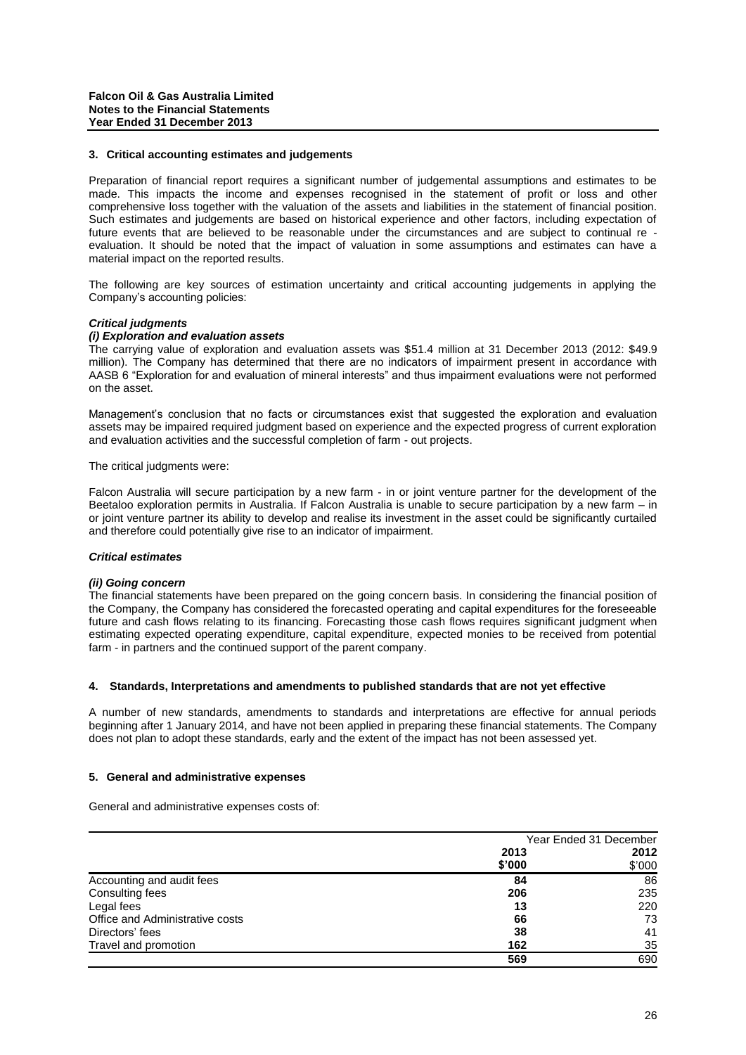### 3. Critical accounting estimates and judgements

Preparation of financial report requires a significant number of judgemental assumptions and estimates to be made. This impacts the income and expenses recognised in the statement of profit or loss and other comprehensive loss together with the valuation of the assets and liabilities in the statement of financial position. Such estimates and judgements are based on historical experience and other factors, including expectation of future events that are believed to be reasonable under the circumstances and are subject to continual re - evaluation. It should be noted that the impact of valuation in some assumptions and estimates can have a material impact on the reported results.

The following are key sources of estimation uncertainty and critical accounting judgements in applying the Company's accounting policies:

***Critical judgments***

***(i) Exploration and evaluation assets***

The carrying value of exploration and evaluation assets was $51.4 million at 31 December 2013 (2012: $49.9 million). The Company has determined that there are no indicators of impairment present in accordance with AASB 6 "Exploration for and evaluation of mineral interests" and thus impairment evaluations were not performed on the asset.

Management's conclusion that no facts or circumstances exist that suggested the exploration and evaluation assets may be impaired required judgment based on experience and the expected progress of current exploration and evaluation activities and the successful completion of farm - out projects.

The critical judgments were:

Falcon Australia will secure participation by a new farm - in or joint venture partner for the development of the Beetaloo exploration permits in Australia. If Falcon Australia is unable to secure participation by a new farm – in or joint venture partner its ability to develop and realise its investment in the asset could be significantly curtailed and therefore could potentially give rise to an indicator of impairment.

***Critical estimates***

***(ii) Going concern***

The financial statements have been prepared on the going concern basis. In considering the financial position of the Company, the Company has considered the forecasted operating and capital expenditures for the foreseeable future and cash flows relating to its financing. Forecasting those cash flows requires significant judgment when estimating expected operating expenditure, capital expenditure, expected monies to be received from potential farm - in partners and the continued support of the parent company.

### 4. Standards, Interpretations and amendments to published standards that are not yet effective

A number of new standards, amendments to standards and interpretations are effective for annual periods beginning after 1 January 2014, and have not been applied in preparing these financial statements. The Company does not plan to adopt these standards, early and the extent of the impact has not been assessed yet.

### 5. General and administrative expenses

General and administrative expenses costs of:

| | Year Ended 31 December | |
|---|---|---|
| | **2013** | **2012** |
| | **$'000** | $'000 |
| Accounting and audit fees | **84** | 86 |
| Consulting fees | **206** | 235 |
| Legal fees | **13** | 220 |
| Office and Administrative costs | **66** | 73 |
| Directors' fees | **38** | 41 |
| Travel and promotion | **162** | 35 |
| | **569** | 690 |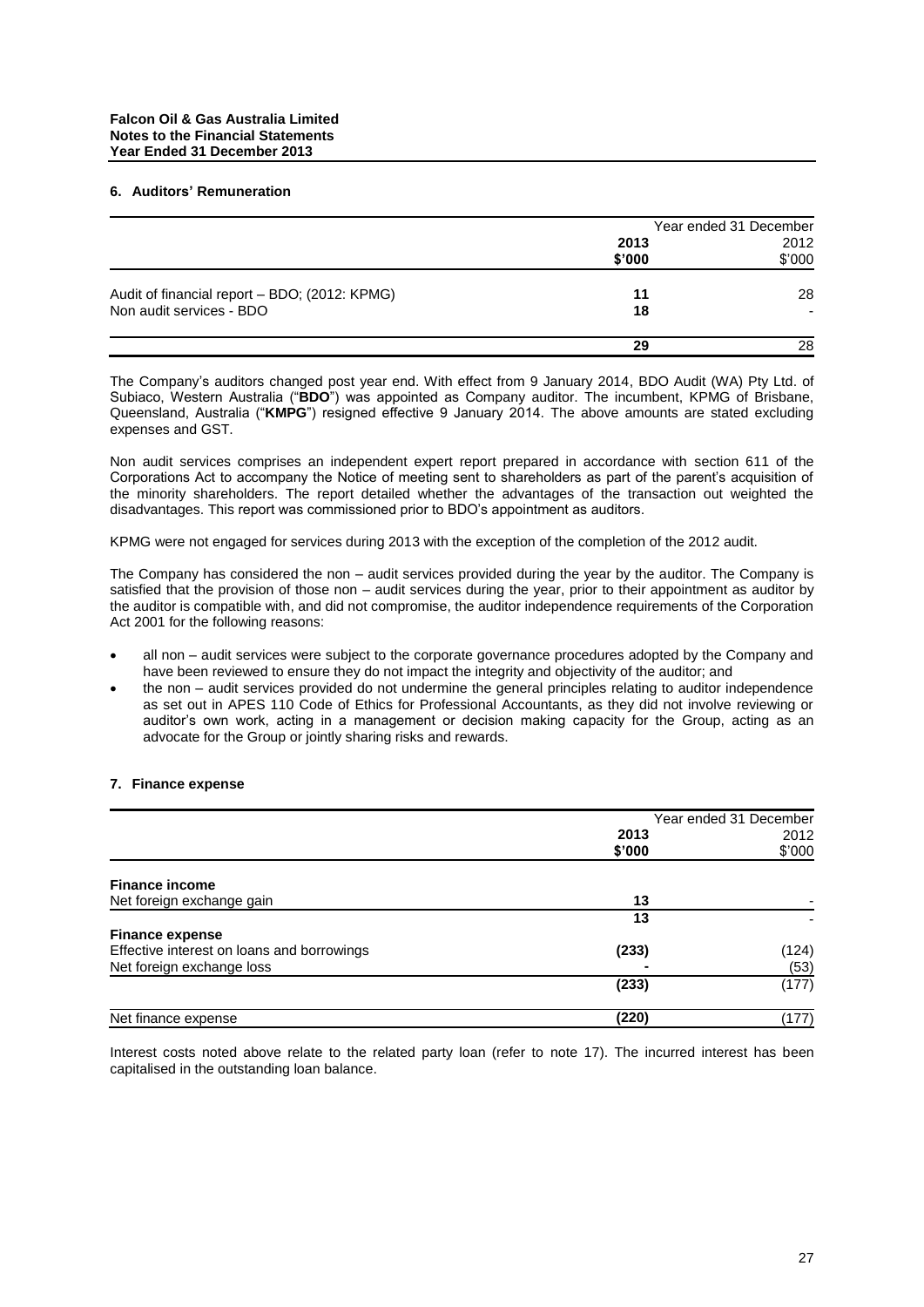## 6. Auditors' Remuneration

| | Year ended 31 December | |
|---|---|---|
| | **2013** | 2012 |
| | **\$'000** | \$'000 |
| Audit of financial report – BDO; (2012: KPMG) | **11** | 28 |
| Non audit services - BDO | **18** | - |
| | **29** | 28 |

The Company's auditors changed post year end. With effect from 9 January 2014, BDO Audit (WA) Pty Ltd. of Subiaco, Western Australia ("**BDO**") was appointed as Company auditor. The incumbent, KPMG of Brisbane, Queensland, Australia ("**KMPG**") resigned effective 9 January 2014. The above amounts are stated excluding expenses and GST.

Non audit services comprises an independent expert report prepared in accordance with section 611 of the Corporations Act to accompany the Notice of meeting sent to shareholders as part of the parent's acquisition of the minority shareholders. The report detailed whether the advantages of the transaction out weighted the disadvantages. This report was commissioned prior to BDO's appointment as auditors.

KPMG were not engaged for services during 2013 with the exception of the completion of the 2012 audit.

The Company has considered the non – audit services provided during the year by the auditor. The Company is satisfied that the provision of those non – audit services during the year, prior to their appointment as auditor by the auditor is compatible with, and did not compromise, the auditor independence requirements of the Corporation Act 2001 for the following reasons:

- all non – audit services were subject to the corporate governance procedures adopted by the Company and have been reviewed to ensure they do not impact the integrity and objectivity of the auditor; and
- the non – audit services provided do not undermine the general principles relating to auditor independence as set out in APES 110 Code of Ethics for Professional Accountants, as they did not involve reviewing or auditor's own work, acting in a management or decision making capacity for the Group, acting as an advocate for the Group or jointly sharing risks and rewards.

## 7. Finance expense

| | Year ended 31 December | |
|---|---|---|
| | **2013** | 2012 |
| | **\$'000** | \$'000 |
| **Finance income** | | |
| Net foreign exchange gain | **13** | - |
| | **13** | - |
| **Finance expense** | | |
| Effective interest on loans and borrowings | **(233)** | (124) |
| Net foreign exchange loss | **-** | (53) |
| | **(233)** | (177) |
| Net finance expense | **(220)** | (177) |

Interest costs noted above relate to the related party loan (refer to note 17). The incurred interest has been capitalised in the outstanding loan balance.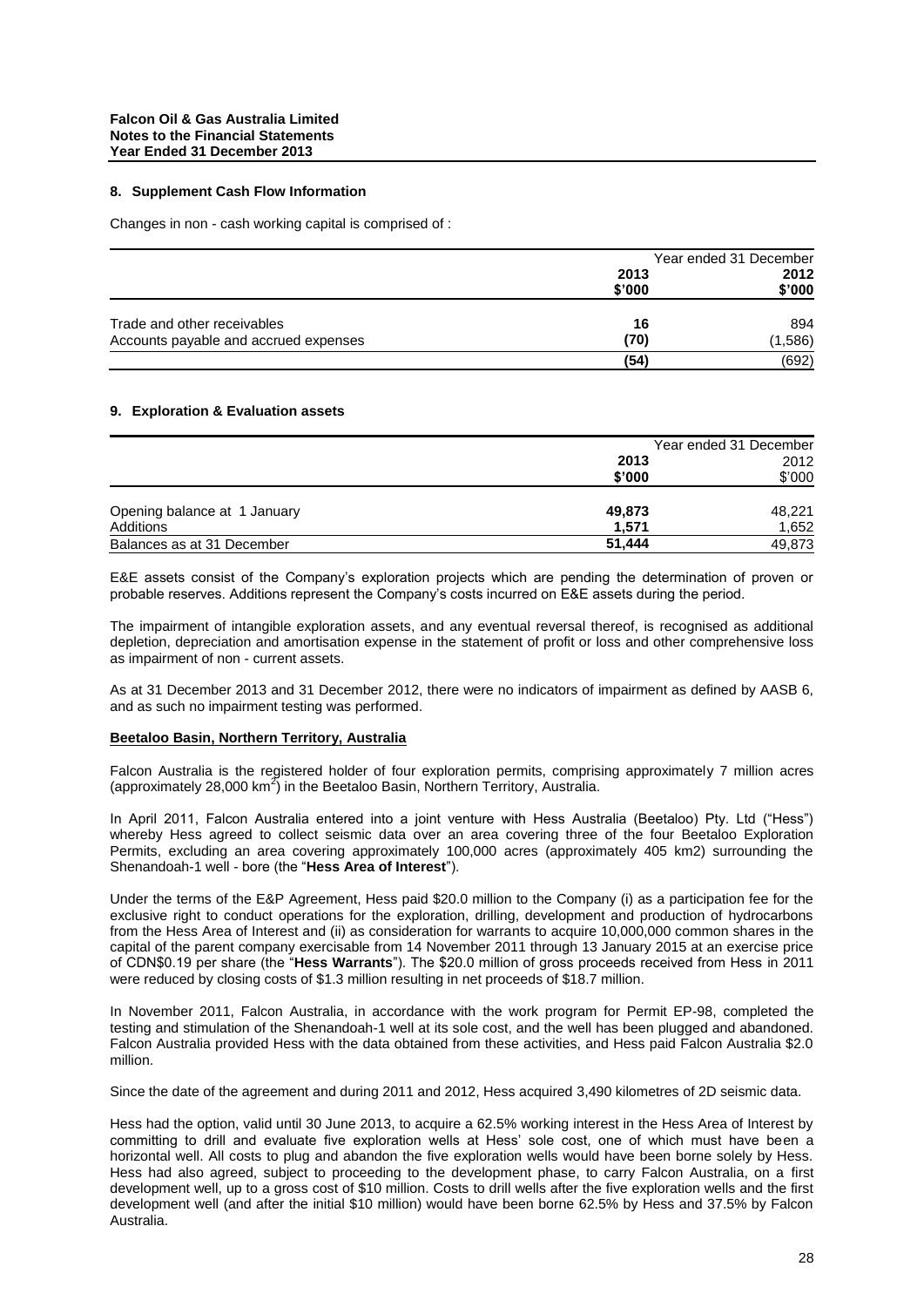## 8. Supplement Cash Flow Information

Changes in non - cash working capital is comprised of :

| | Year ended 31 December | |
|---|---|---|
| | **2013** | **2012** |
| | **$'000** | **$'000** |
| Trade and other receivables | **16** | 894 |
| Accounts payable and accrued expenses | **(70)** | (1,586) |
| | **(54)** | (692) |

## 9. Exploration & Evaluation assets

| | Year ended 31 December | |
|---|---|---|
| | **2013** | 2012 |
| | **$'000** | $'000 |
| Opening balance at 1 January | **49,873** | 48,221 |
| Additions | **1,571** | 1,652 |
| Balances as at 31 December | **51,444** | 49,873 |

E&E assets consist of the Company's exploration projects which are pending the determination of proven or probable reserves. Additions represent the Company's costs incurred on E&E assets during the period.

The impairment of intangible exploration assets, and any eventual reversal thereof, is recognised as additional depletion, depreciation and amortisation expense in the statement of profit or loss and other comprehensive loss as impairment of non - current assets.

As at 31 December 2013 and 31 December 2012, there were no indicators of impairment as defined by AASB 6, and as such no impairment testing was performed.

**Beetaloo Basin, Northern Territory, Australia**

Falcon Australia is the registered holder of four exploration permits, comprising approximately 7 million acres (approximately 28,000 $km^2$) in the Beetaloo Basin, Northern Territory, Australia.

In April 2011, Falcon Australia entered into a joint venture with Hess Australia (Beetaloo) Pty. Ltd ("Hess") whereby Hess agreed to collect seismic data over an area covering three of the four Beetaloo Exploration Permits, excluding an area covering approximately 100,000 acres (approximately 405 km2) surrounding the Shenandoah-1 well - bore (the "**Hess Area of Interest**").

Under the terms of the E&P Agreement, Hess paid $20.0 million to the Company (i) as a participation fee for the exclusive right to conduct operations for the exploration, drilling, development and production of hydrocarbons from the Hess Area of Interest and (ii) as consideration for warrants to acquire 10,000,000 common shares in the capital of the parent company exercisable from 14 November 2011 through 13 January 2015 at an exercise price of CDN$0.19 per share (the "**Hess Warrants**"). The $20.0 million of gross proceeds received from Hess in 2011 were reduced by closing costs of $1.3 million resulting in net proceeds of $18.7 million.

In November 2011, Falcon Australia, in accordance with the work program for Permit EP-98, completed the testing and stimulation of the Shenandoah-1 well at its sole cost, and the well has been plugged and abandoned. Falcon Australia provided Hess with the data obtained from these activities, and Hess paid Falcon Australia $2.0 million.

Since the date of the agreement and during 2011 and 2012, Hess acquired 3,490 kilometres of 2D seismic data.

Hess had the option, valid until 30 June 2013, to acquire a 62.5% working interest in the Hess Area of Interest by committing to drill and evaluate five exploration wells at Hess' sole cost, one of which must have been a horizontal well. All costs to plug and abandon the five exploration wells would have been borne solely by Hess. Hess had also agreed, subject to proceeding to the development phase, to carry Falcon Australia, on a first development well, up to a gross cost of $10 million. Costs to drill wells after the five exploration wells and the first development well (and after the initial $10 million) would have been borne 62.5% by Hess and 37.5% by Falcon Australia.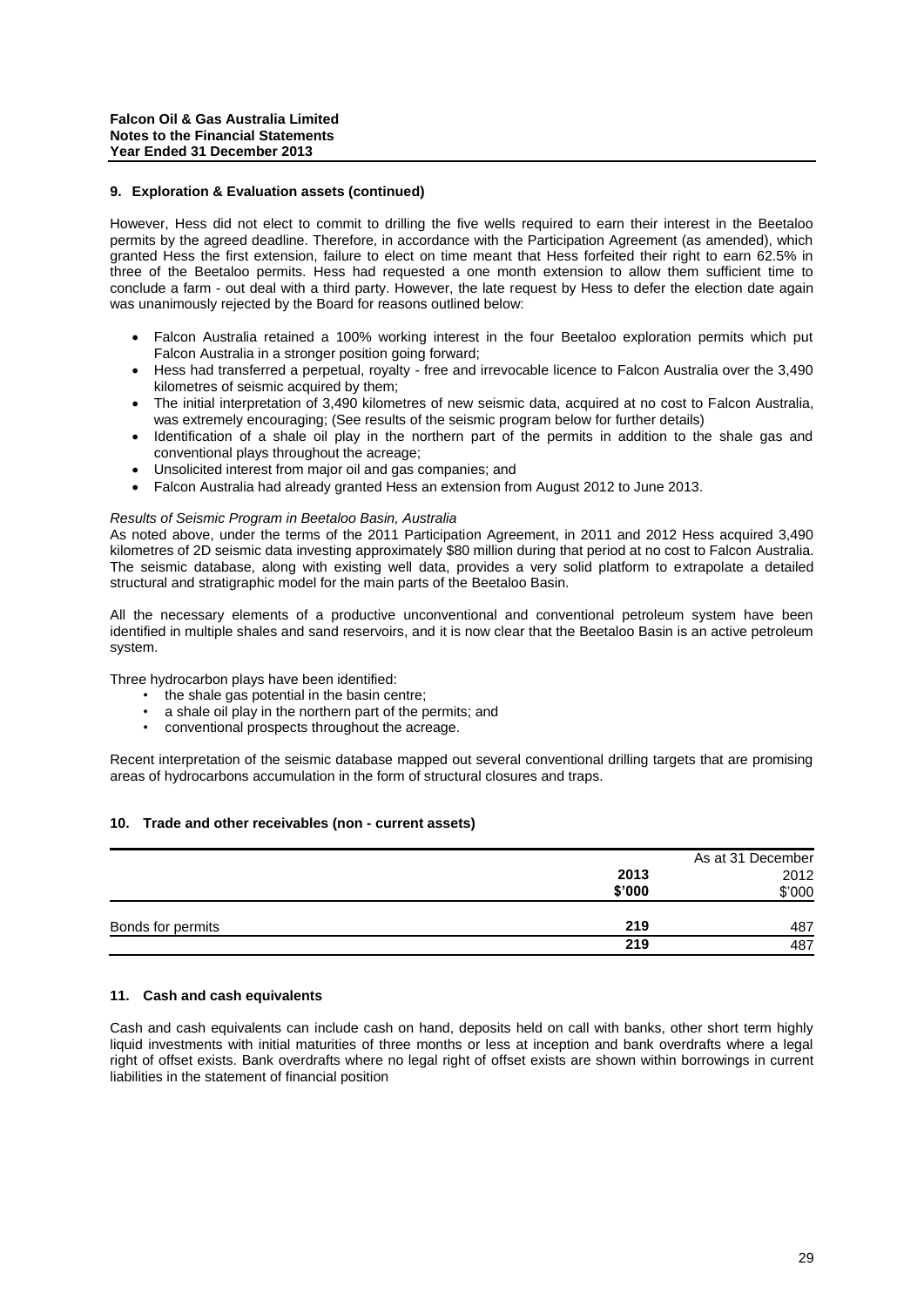### 9. Exploration & Evaluation assets (continued)

However, Hess did not elect to commit to drilling the five wells required to earn their interest in the Beetaloo permits by the agreed deadline. Therefore, in accordance with the Participation Agreement (as amended), which granted Hess the first extension, failure to elect on time meant that Hess forfeited their right to earn 62.5% in three of the Beetaloo permits. Hess had requested a one month extension to allow them sufficient time to conclude a farm - out deal with a third party. However, the late request by Hess to defer the election date again was unanimously rejected by the Board for reasons outlined below:

- Falcon Australia retained a 100% working interest in the four Beetaloo exploration permits which put Falcon Australia in a stronger position going forward;
- Hess had transferred a perpetual, royalty - free and irrevocable licence to Falcon Australia over the 3,490 kilometres of seismic acquired by them;
- The initial interpretation of 3,490 kilometres of new seismic data, acquired at no cost to Falcon Australia, was extremely encouraging; (See results of the seismic program below for further details)
- Identification of a shale oil play in the northern part of the permits in addition to the shale gas and conventional plays throughout the acreage;
- Unsolicited interest from major oil and gas companies; and
- Falcon Australia had already granted Hess an extension from August 2012 to June 2013.

*Results of Seismic Program in Beetaloo Basin, Australia*

As noted above, under the terms of the 2011 Participation Agreement, in 2011 and 2012 Hess acquired 3,490 kilometres of 2D seismic data investing approximately \$80 million during that period at no cost to Falcon Australia. The seismic database, along with existing well data, provides a very solid platform to extrapolate a detailed structural and stratigraphic model for the main parts of the Beetaloo Basin.

All the necessary elements of a productive unconventional and conventional petroleum system have been identified in multiple shales and sand reservoirs, and it is now clear that the Beetaloo Basin is an active petroleum system.

Three hydrocarbon plays have been identified:

- the shale gas potential in the basin centre;
- a shale oil play in the northern part of the permits; and
- conventional prospects throughout the acreage.

Recent interpretation of the seismic database mapped out several conventional drilling targets that are promising areas of hydrocarbons accumulation in the form of structural closures and traps.

### 10. Trade and other receivables (non - current assets)

| | As at 31 December | |
|---|---|---|
| | **2013** | 2012 |
| | **\$'000** | \$'000 |
| Bonds for permits | **219** | 487 |
| | **219** | 487 |

### 11. Cash and cash equivalents

Cash and cash equivalents can include cash on hand, deposits held on call with banks, other short term highly liquid investments with initial maturities of three months or less at inception and bank overdrafts where a legal right of offset exists. Bank overdrafts where no legal right of offset exists are shown within borrowings in current liabilities in the statement of financial position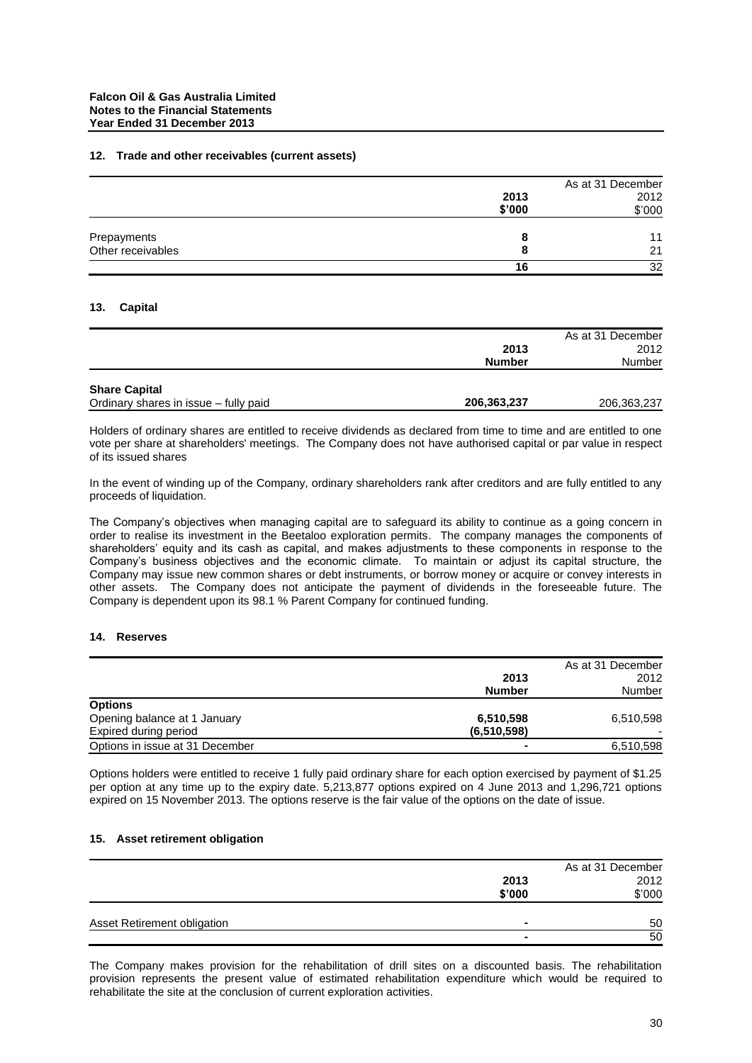**Falcon Oil & Gas Australia Limited**
**Notes to the Financial Statements**
**Year Ended 31 December 2013**

### 12. Trade and other receivables (current assets)

| | | As at 31 December |
|---|---|---|
| | **2013** | 2012 |
| | **\$'000** | \$'000 |
| Prepayments | **8** | 11 |
| Other receivables | **8** | 21 |
| | **16** | 32 |

### 13. Capital

| | | As at 31 December |
|---|---|---|
| | **2013** | 2012 |
| | **Number** | Number |
| **Share Capital** | | |
| Ordinary shares in issue – fully paid | **206,363,237** | 206,363,237 |

Holders of ordinary shares are entitled to receive dividends as declared from time to time and are entitled to one vote per share at shareholders' meetings. The Company does not have authorised capital or par value in respect of its issued shares

In the event of winding up of the Company, ordinary shareholders rank after creditors and are fully entitled to any proceeds of liquidation.

The Company's objectives when managing capital are to safeguard its ability to continue as a going concern in order to realise its investment in the Beetaloo exploration permits. The company manages the components of shareholders' equity and its cash as capital, and makes adjustments to these components in response to the Company's business objectives and the economic climate. To maintain or adjust its capital structure, the Company may issue new common shares or debt instruments, or borrow money or acquire or convey interests in other assets. The Company does not anticipate the payment of dividends in the foreseeable future. The Company is dependent upon its 98.1 % Parent Company for continued funding.

### 14. Reserves

| | | As at 31 December |
|---|---|---|
| | **2013** | 2012 |
| | **Number** | Number |
| **Options** | | |
| Opening balance at 1 January | **6,510,598** | 6,510,598 |
| Expired during period | **(6,510,598)** | - |
| Options in issue at 31 December | **-** | 6,510,598 |

Options holders were entitled to receive 1 fully paid ordinary share for each option exercised by payment of \$1.25 per option at any time up to the expiry date. 5,213,877 options expired on 4 June 2013 and 1,296,721 options expired on 15 November 2013. The options reserve is the fair value of the options on the date of issue.

### 15. Asset retirement obligation

| | | As at 31 December |
|---|---|---|
| | **2013** | 2012 |
| | **\$'000** | \$'000 |
| Asset Retirement obligation | **-** | 50 |
| | **-** | 50 |

The Company makes provision for the rehabilitation of drill sites on a discounted basis. The rehabilitation provision represents the present value of estimated rehabilitation expenditure which would be required to rehabilitate the site at the conclusion of current exploration activities.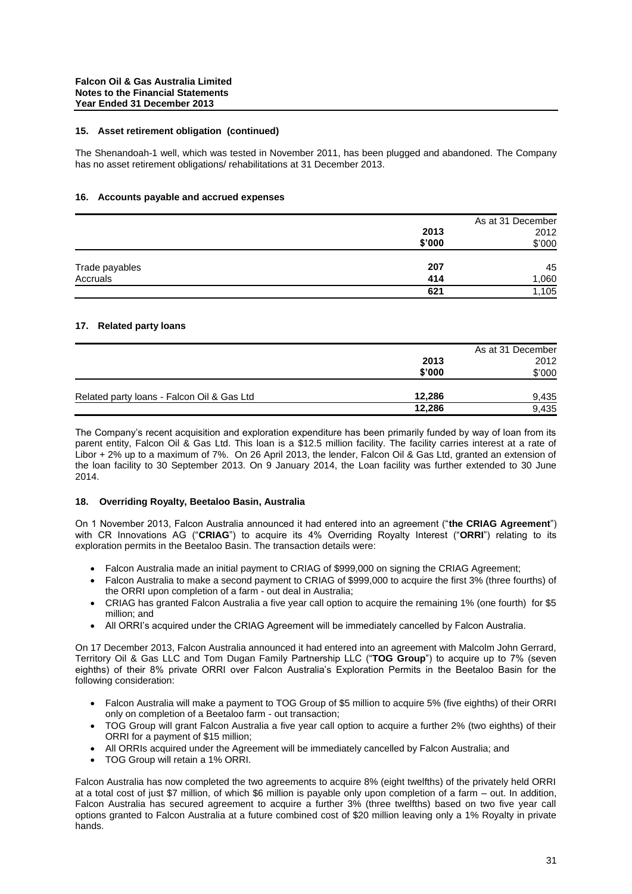### 15. Asset retirement obligation (continued)

The Shenandoah-1 well, which was tested in November 2011, has been plugged and abandoned. The Company has no asset retirement obligations/ rehabilitations at 31 December 2013.

### 16. Accounts payable and accrued expenses

| | As at 31 December | |
|---|---|---|
| | **2013** | 2012 |
| | **\$'000** | \$'000 |
| Trade payables | **207** | 45 |
| Accruals | **414** | 1,060 |
| | **621** | 1,105 |

### 17. Related party loans

| | As at 31 December | |
|---|---|---|
| | **2013** | 2012 |
| | **\$'000** | \$'000 |
| Related party loans - Falcon Oil & Gas Ltd | **12,286** | 9,435 |
| | **12,286** | 9,435 |

The Company's recent acquisition and exploration expenditure has been primarily funded by way of loan from its parent entity, Falcon Oil & Gas Ltd. This loan is a \$12.5 million facility. The facility carries interest at a rate of Libor + 2% up to a maximum of 7%. On 26 April 2013, the lender, Falcon Oil & Gas Ltd, granted an extension of the loan facility to 30 September 2013. On 9 January 2014, the Loan facility was further extended to 30 June 2014.

### 18. Overriding Royalty, Beetaloo Basin, Australia

On 1 November 2013, Falcon Australia announced it had entered into an agreement ("**the CRIAG Agreement**") with CR Innovations AG ("**CRIAG**") to acquire its 4% Overriding Royalty Interest ("**ORRI**") relating to its exploration permits in the Beetaloo Basin. The transaction details were:

- Falcon Australia made an initial payment to CRIAG of \$999,000 on signing the CRIAG Agreement;
- Falcon Australia to make a second payment to CRIAG of \$999,000 to acquire the first 3% (three fourths) of the ORRI upon completion of a farm - out deal in Australia;
- CRIAG has granted Falcon Australia a five year call option to acquire the remaining 1% (one fourth) for \$5 million; and
- All ORRI's acquired under the CRIAG Agreement will be immediately cancelled by Falcon Australia.

On 17 December 2013, Falcon Australia announced it had entered into an agreement with Malcolm John Gerrard, Territory Oil & Gas LLC and Tom Dugan Family Partnership LLC ("**TOG Group**") to acquire up to 7% (seven eighths) of their 8% private ORRI over Falcon Australia's Exploration Permits in the Beetaloo Basin for the following consideration:

- Falcon Australia will make a payment to TOG Group of \$5 million to acquire 5% (five eighths) of their ORRI only on completion of a Beetaloo farm - out transaction;
- TOG Group will grant Falcon Australia a five year call option to acquire a further 2% (two eighths) of their ORRI for a payment of \$15 million;
- All ORRIs acquired under the Agreement will be immediately cancelled by Falcon Australia; and
- TOG Group will retain a 1% ORRI.

Falcon Australia has now completed the two agreements to acquire 8% (eight twelfths) of the privately held ORRI at a total cost of just \$7 million, of which \$6 million is payable only upon completion of a farm – out. In addition, Falcon Australia has secured agreement to acquire a further 3% (three twelfths) based on two five year call options granted to Falcon Australia at a future combined cost of \$20 million leaving only a 1% Royalty in private hands.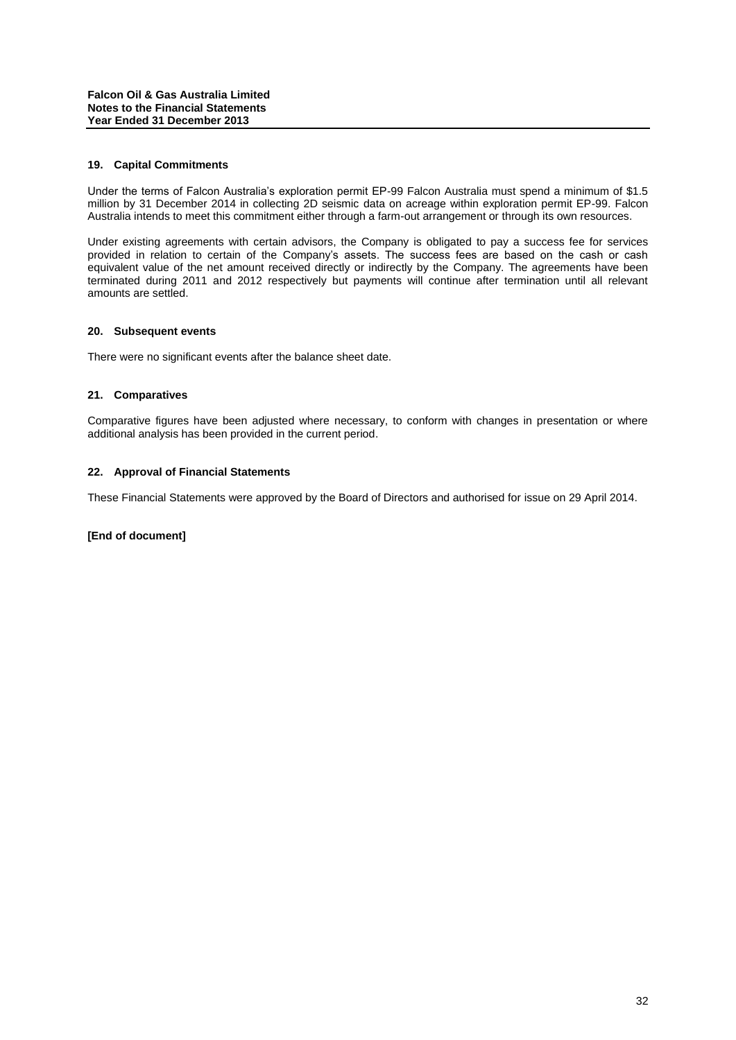### 19. Capital Commitments

Under the terms of Falcon Australia's exploration permit EP-99 Falcon Australia must spend a minimum of $1.5 million by 31 December 2014 in collecting 2D seismic data on acreage within exploration permit EP-99. Falcon Australia intends to meet this commitment either through a farm-out arrangement or through its own resources.

Under existing agreements with certain advisors, the Company is obligated to pay a success fee for services provided in relation to certain of the Company's assets. The success fees are based on the cash or cash equivalent value of the net amount received directly or indirectly by the Company. The agreements have been terminated during 2011 and 2012 respectively but payments will continue after termination until all relevant amounts are settled.

### 20. Subsequent events

There were no significant events after the balance sheet date.

### 21. Comparatives

Comparative figures have been adjusted where necessary, to conform with changes in presentation or where additional analysis has been provided in the current period.

### 22. Approval of Financial Statements

These Financial Statements were approved by the Board of Directors and authorised for issue on 29 April 2014.

**[End of document]**